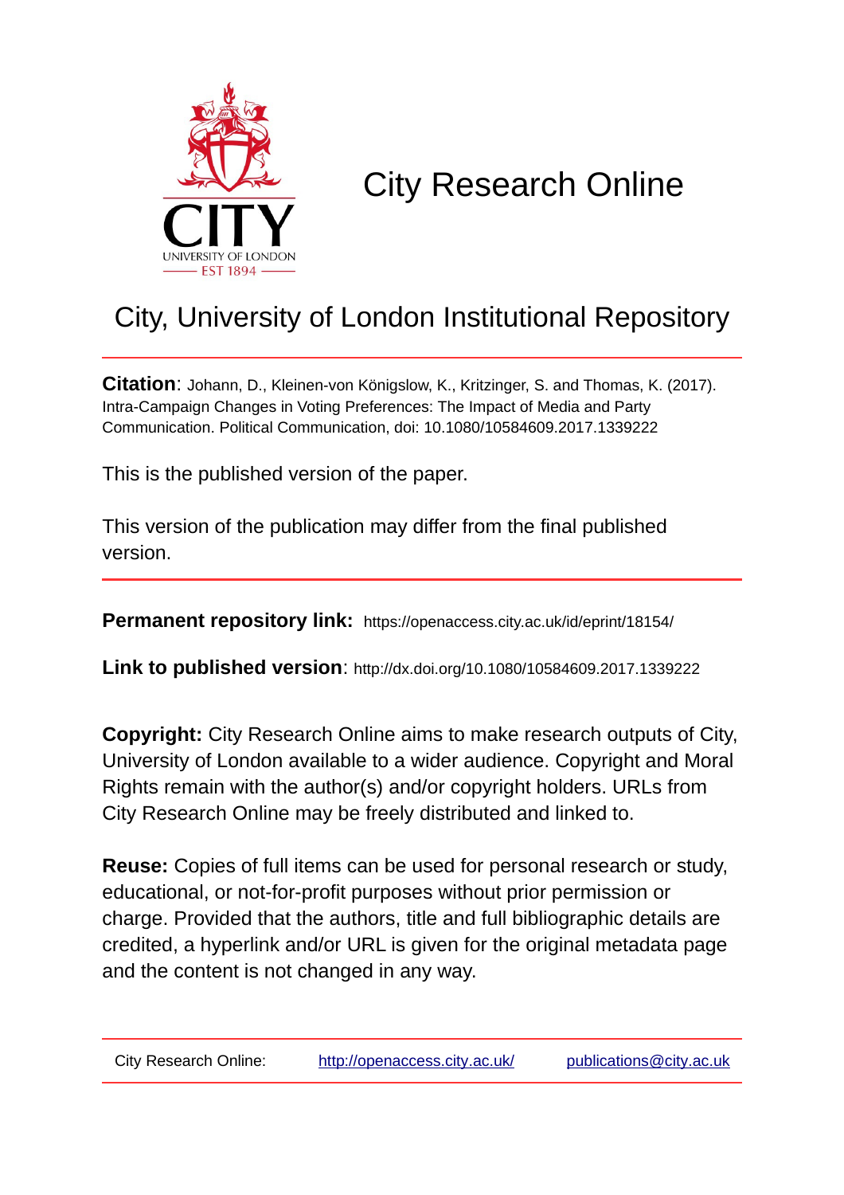CITY

UNIVERSITY OF LONDON

EST 1894

# City Research Online

## City, University of London Institutional Repository

**Citation**: Johann, D., Kleinen-von Königslow, K., Kritzinger, S. and Thomas, K. (2017). Intra-Campaign Changes in Voting Preferences: The Impact of Media and Party Communication. Political Communication, doi: 10.1080/10584609.2017.1339222

This is the published version of the paper.

This version of the publication may differ from the final published version.

**Permanent repository link:** https://openaccess.city.ac.uk/id/eprint/18154/

**Link to published version**: http://dx.doi.org/10.1080/10584609.2017.1339222

**Copyright:** City Research Online aims to make research outputs of City, University of London available to a wider audience. Copyright and Moral Rights remain with the author(s) and/or copyright holders. URLs from City Research Online may be freely distributed and linked to.

**Reuse:** Copies of full items can be used for personal research or study, educational, or not-for-profit purposes without prior permission or charge. Provided that the authors, title and full bibliographic details are credited, a hyperlink and/or URL is given for the original metadata page and the content is not changed in any way.

City Research Online: http://openaccess.city.ac.uk/ publications@city.ac.uk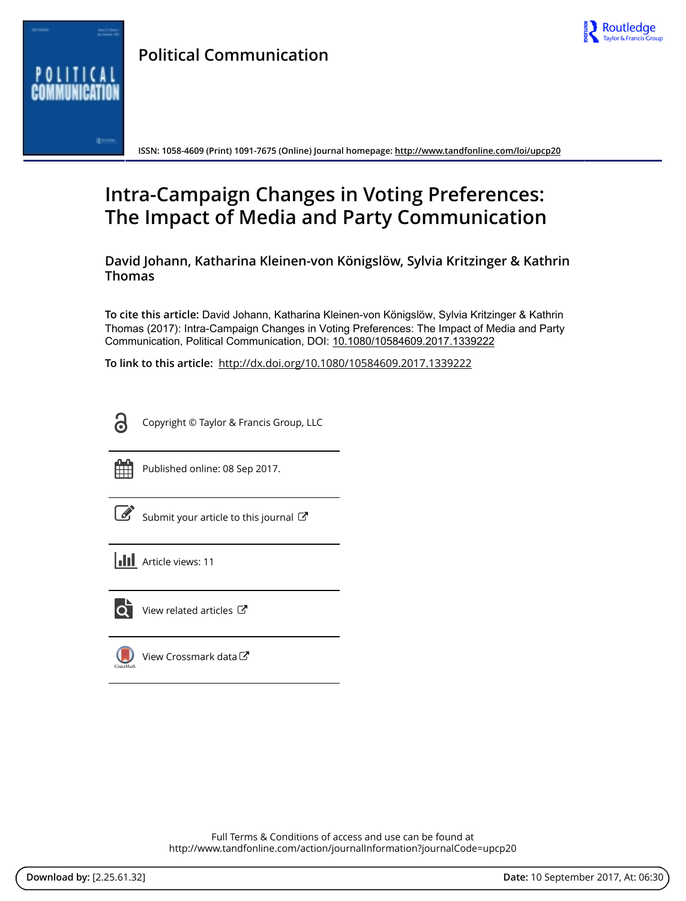Political Communication

ISSN: 1058-4609 (Print) 1091-7675 (Online) Journal homepage: http://www.tandfonline.com/loi/upcp20

# Intra-Campaign Changes in Voting Preferences: The Impact of Media and Party Communication

**David Johann, Katharina Kleinen-von Königslöw, Sylvia Kritzinger & Kathrin Thomas**

**To cite this article:** David Johann, Katharina Kleinen-von Königslöw, Sylvia Kritzinger & Kathrin Thomas (2017): Intra-Campaign Changes in Voting Preferences: The Impact of Media and Party Communication, Political Communication, DOI: 10.1080/10584609.2017.1339222

**To link to this article:** http://dx.doi.org/10.1080/10584609.2017.1339222

Copyright © Taylor & Francis Group, LLC

Published online: 08 Sep 2017.

Submit your article to this journal

Article views: 11

View related articles

View Crossmark data

Full Terms & Conditions of access and use can be found at
http://www.tandfonline.com/action/journalInformation?journalCode=upcp20

**Download by:** [2.25.61.32] **Date:** 10 September 2017, At: 06:30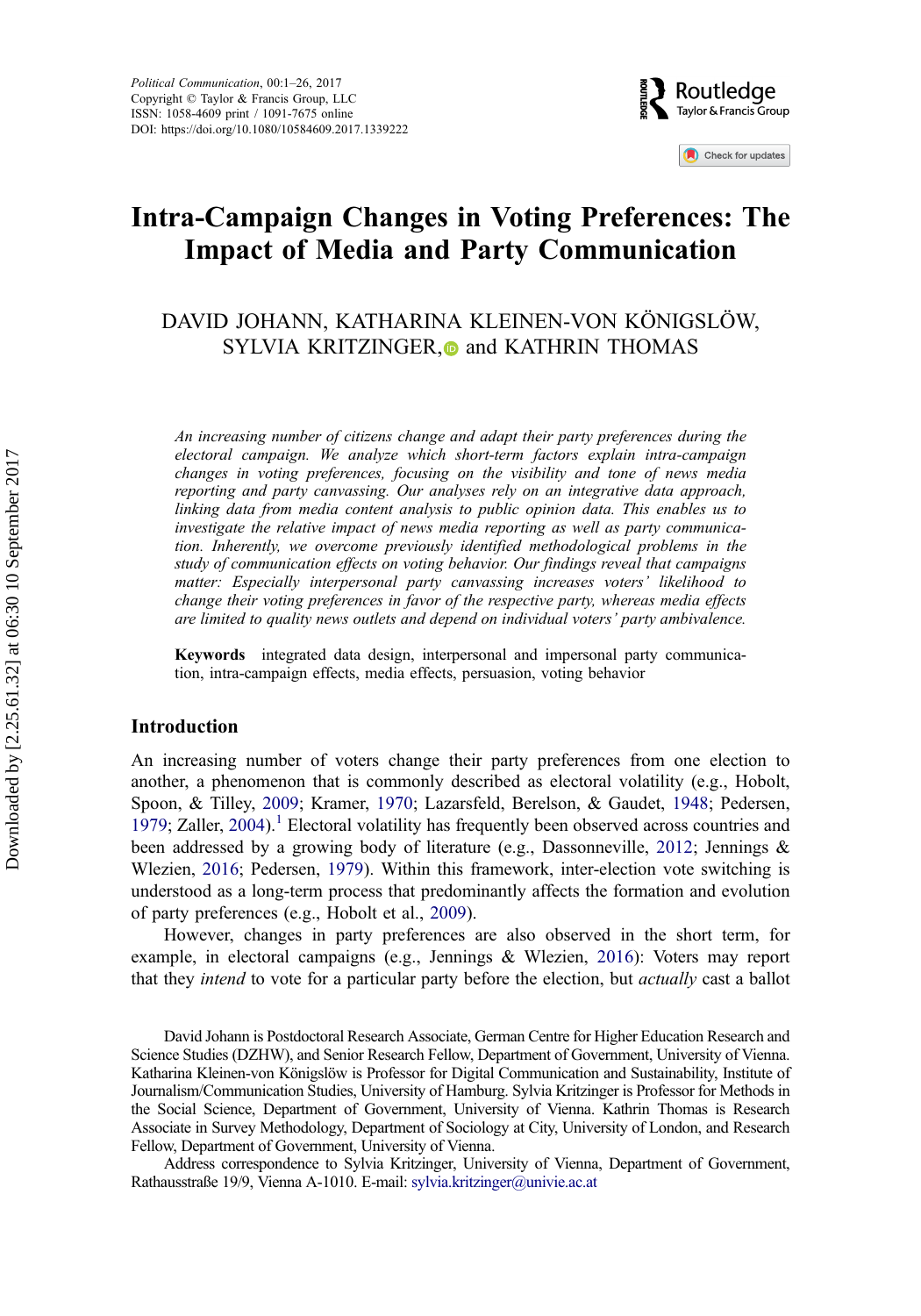# Intra-Campaign Changes in Voting Preferences: The Impact of Media and Party Communication

DAVID JOHANN, KATHARINA KLEINEN-VON KÖNIGSLÖW, SYLVIA KRITZINGER, and KATHRIN THOMAS

*An increasing number of citizens change and adapt their party preferences during the electoral campaign. We analyze which short-term factors explain intra-campaign changes in voting preferences, focusing on the visibility and tone of news media reporting and party canvassing. Our analyses rely on an integrative data approach, linking data from media content analysis to public opinion data. This enables us to investigate the relative impact of news media reporting as well as party communication. Inherently, we overcome previously identified methodological problems in the study of communication effects on voting behavior. Our findings reveal that campaigns matter: Especially interpersonal party canvassing increases voters' likelihood to change their voting preferences in favor of the respective party, whereas media effects are limited to quality news outlets and depend on individual voters' party ambivalence.*

**Keywords** integrated data design, interpersonal and impersonal party communication, intra-campaign effects, media effects, persuasion, voting behavior

## Introduction

An increasing number of voters change their party preferences from one election to another, a phenomenon that is commonly described as electoral volatility (e.g., Hobolt, Spoon, & Tilley, 2009; Kramer, 1970; Lazarsfeld, Berelson, & Gaudet, 1948; Pedersen, 1979; Zaller, 2004).[1] Electoral volatility has frequently been observed across countries and been addressed by a growing body of literature (e.g., Dassonneville, 2012; Jennings & Wlezien, 2016; Pedersen, 1979). Within this framework, inter-election vote switching is understood as a long-term process that predominantly affects the formation and evolution of party preferences (e.g., Hobolt et al., 2009).

However, changes in party preferences are also observed in the short term, for example, in electoral campaigns (e.g., Jennings & Wlezien, 2016): Voters may report that they *intend* to vote for a particular party before the election, but *actually* cast a ballot

David Johann is Postdoctoral Research Associate, German Centre for Higher Education Research and Science Studies (DZHW), and Senior Research Fellow, Department of Government, University of Vienna. Katharina Kleinen-von Königslöw is Professor for Digital Communication and Sustainability, Institute of Journalism/Communication Studies, University of Hamburg. Sylvia Kritzinger is Professor for Methods in the Social Science, Department of Government, University of Vienna. Kathrin Thomas is Research Associate in Survey Methodology, Department of Sociology at City, University of London, and Research Fellow, Department of Government, University of Vienna.

Address correspondence to Sylvia Kritzinger, University of Vienna, Department of Government, Rathausstraße 19/9, Vienna A-1010. E-mail: sylvia.kritzinger@univie.ac.at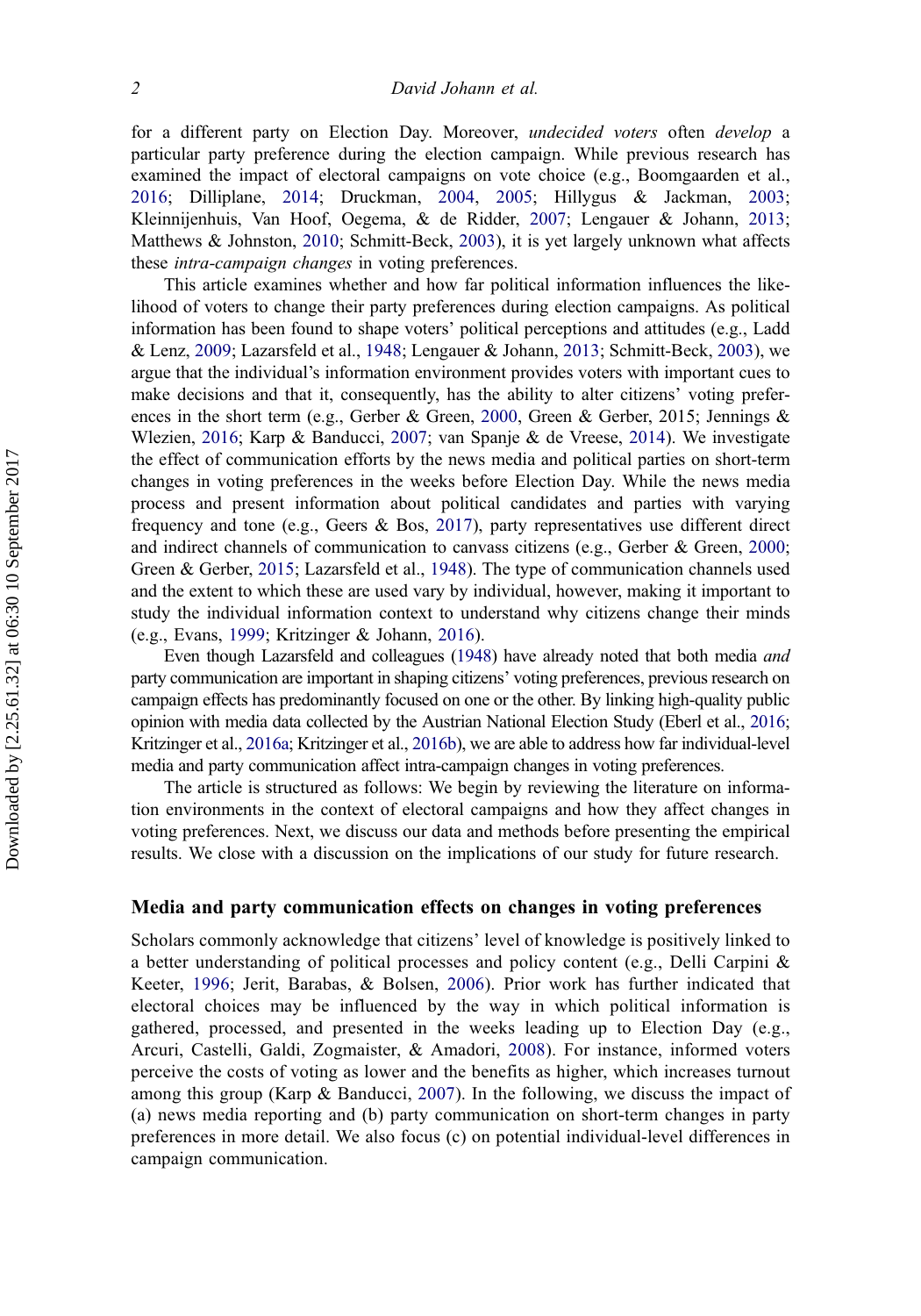for a different party on Election Day. Moreover, *undecided voters* often *develop* a particular party preference during the election campaign. While previous research has examined the impact of electoral campaigns on vote choice (e.g., Boomgaarden et al., 2016; Dilliplane, 2014; Druckman, 2004, 2005; Hillygus & Jackman, 2003; Kleinnijenhuis, Van Hoof, Oegema, & de Ridder, 2007; Lengauer & Johann, 2013; Matthews & Johnston, 2010; Schmitt-Beck, 2003), it is yet largely unknown what affects these *intra-campaign changes* in voting preferences.

This article examines whether and how far political information influences the likelihood of voters to change their party preferences during election campaigns. As political information has been found to shape voters' political perceptions and attitudes (e.g., Ladd & Lenz, 2009; Lazarsfeld et al., 1948; Lengauer & Johann, 2013; Schmitt-Beck, 2003), we argue that the individual's information environment provides voters with important cues to make decisions and that it, consequently, has the ability to alter citizens' voting preferences in the short term (e.g., Gerber & Green, 2000, Green & Gerber, 2015; Jennings & Wlezien, 2016; Karp & Banducci, 2007; van Spanje & de Vreese, 2014). We investigate the effect of communication efforts by the news media and political parties on short-term changes in voting preferences in the weeks before Election Day. While the news media process and present information about political candidates and parties with varying frequency and tone (e.g., Geers & Bos, 2017), party representatives use different direct and indirect channels of communication to canvass citizens (e.g., Gerber & Green, 2000; Green & Gerber, 2015; Lazarsfeld et al., 1948). The type of communication channels used and the extent to which these are used vary by individual, however, making it important to study the individual information context to understand why citizens change their minds (e.g., Evans, 1999; Kritzinger & Johann, 2016).

Even though Lazarsfeld and colleagues (1948) have already noted that both media *and* party communication are important in shaping citizens' voting preferences, previous research on campaign effects has predominantly focused on one or the other. By linking high-quality public opinion with media data collected by the Austrian National Election Study (Eberl et al., 2016; Kritzinger et al., 2016a; Kritzinger et al., 2016b), we are able to address how far individual-level media and party communication affect intra-campaign changes in voting preferences.

The article is structured as follows: We begin by reviewing the literature on information environments in the context of electoral campaigns and how they affect changes in voting preferences. Next, we discuss our data and methods before presenting the empirical results. We close with a discussion on the implications of our study for future research.

## Media and party communication effects on changes in voting preferences

Scholars commonly acknowledge that citizens' level of knowledge is positively linked to a better understanding of political processes and policy content (e.g., Delli Carpini & Keeter, 1996; Jerit, Barabas, & Bolsen, 2006). Prior work has further indicated that electoral choices may be influenced by the way in which political information is gathered, processed, and presented in the weeks leading up to Election Day (e.g., Arcuri, Castelli, Galdi, Zogmaister, & Amadori, 2008). For instance, informed voters perceive the costs of voting as lower and the benefits as higher, which increases turnout among this group (Karp & Banducci, 2007). In the following, we discuss the impact of (a) news media reporting and (b) party communication on short-term changes in party preferences in more detail. We also focus (c) on potential individual-level differences in campaign communication.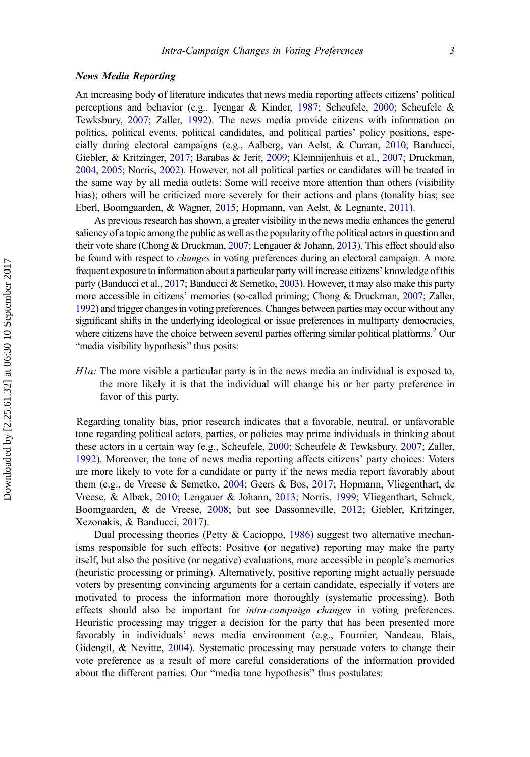### *News Media Reporting*

An increasing body of literature indicates that news media reporting affects citizens' political perceptions and behavior (e.g., Iyengar & Kinder, 1987; Scheufele, 2000; Scheufele & Tewksbury, 2007; Zaller, 1992). The news media provide citizens with information on politics, political events, political candidates, and political parties' policy positions, especially during electoral campaigns (e.g., Aalberg, van Aelst, & Curran, 2010; Banducci, Giebler, & Kritzinger, 2017; Barabas & Jerit, 2009; Kleinnijenhuis et al., 2007; Druckman, 2004, 2005; Norris, 2002). However, not all political parties or candidates will be treated in the same way by all media outlets: Some will receive more attention than others (visibility bias); others will be criticized more severely for their actions and plans (tonality bias; see Eberl, Boomgaarden, & Wagner, 2015; Hopmann, van Aelst, & Legnante, 2011).

As previous research has shown, a greater visibility in the news media enhances the general saliency of a topic among the public as well as the popularity of the political actors in question and their vote share (Chong & Druckman, 2007; Lengauer & Johann, 2013). This effect should also be found with respect to *changes* in voting preferences during an electoral campaign. A more frequent exposure to information about a particular party will increase citizens' knowledge of this party (Banducci et al., 2017; Banducci & Semetko, 2003). However, it may also make this party more accessible in citizens' memories (so-called priming; Chong & Druckman, 2007; Zaller, 1992) and trigger changes in voting preferences. Changes between parties may occur without any significant shifts in the underlying ideological or issue preferences in multiparty democracies, where citizens have the choice between several parties offering similar political platforms.[2] Our "media visibility hypothesis" thus posits:

*H1a:* The more visible a particular party is in the news media an individual is exposed to, the more likely it is that the individual will change his or her party preference in favor of this party.

Regarding tonality bias, prior research indicates that a favorable, neutral, or unfavorable tone regarding political actors, parties, or policies may prime individuals in thinking about these actors in a certain way (e.g., Scheufele, 2000; Scheufele & Tewksbury, 2007; Zaller, 1992). Moreover, the tone of news media reporting affects citizens' party choices: Voters are more likely to vote for a candidate or party if the news media report favorably about them (e.g., de Vreese & Semetko, 2004; Geers & Bos, 2017; Hopmann, Vliegenthart, de Vreese, & Albæk, 2010; Lengauer & Johann, 2013; Norris, 1999; Vliegenthart, Schuck, Boomgaarden, & de Vreese, 2008; but see Dassonneville, 2012; Giebler, Kritzinger, Xezonakis, & Banducci, 2017).

Dual processing theories (Petty & Cacioppo, 1986) suggest two alternative mechanisms responsible for such effects: Positive (or negative) reporting may make the party itself, but also the positive (or negative) evaluations, more accessible in people's memories (heuristic processing or priming). Alternatively, positive reporting might actually persuade voters by presenting convincing arguments for a certain candidate, especially if voters are motivated to process the information more thoroughly (systematic processing). Both effects should also be important for *intra-campaign changes* in voting preferences. Heuristic processing may trigger a decision for the party that has been presented more favorably in individuals' news media environment (e.g., Fournier, Nandeau, Blais, Gidengil, & Nevitte, 2004). Systematic processing may persuade voters to change their vote preference as a result of more careful considerations of the information provided about the different parties. Our "media tone hypothesis" thus postulates: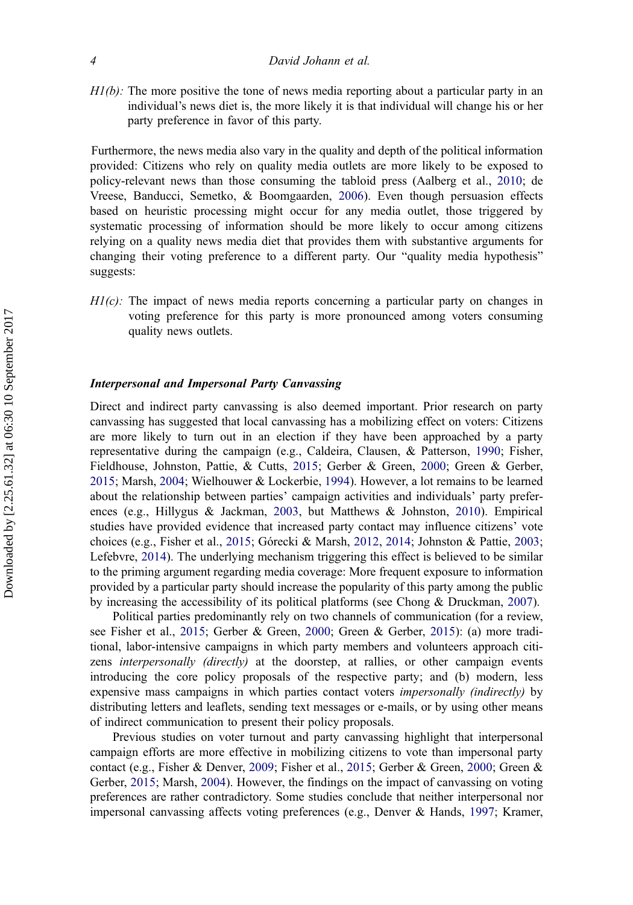*H1(b):* The more positive the tone of news media reporting about a particular party in an individual's news diet is, the more likely it is that individual will change his or her party preference in favor of this party.

Furthermore, the news media also vary in the quality and depth of the political information provided: Citizens who rely on quality media outlets are more likely to be exposed to policy-relevant news than those consuming the tabloid press (Aalberg et al., 2010; de Vreese, Banducci, Semetko, & Boomgaarden, 2006). Even though persuasion effects based on heuristic processing might occur for any media outlet, those triggered by systematic processing of information should be more likely to occur among citizens relying on a quality news media diet that provides them with substantive arguments for changing their voting preference to a different party. Our "quality media hypothesis" suggests:

*H1(c):* The impact of news media reports concerning a particular party on changes in voting preference for this party is more pronounced among voters consuming quality news outlets.

### *Interpersonal and Impersonal Party Canvassing*

Direct and indirect party canvassing is also deemed important. Prior research on party canvassing has suggested that local canvassing has a mobilizing effect on voters: Citizens are more likely to turn out in an election if they have been approached by a party representative during the campaign (e.g., Caldeira, Clausen, & Patterson, 1990; Fisher, Fieldhouse, Johnston, Pattie, & Cutts, 2015; Gerber & Green, 2000; Green & Gerber, 2015; Marsh, 2004; Wielhouwer & Lockerbie, 1994). However, a lot remains to be learned about the relationship between parties' campaign activities and individuals' party preferences (e.g., Hillygus & Jackman, 2003, but Matthews & Johnston, 2010). Empirical studies have provided evidence that increased party contact may influence citizens' vote choices (e.g., Fisher et al., 2015; Górecki & Marsh, 2012, 2014; Johnston & Pattie, 2003; Lefebvre, 2014). The underlying mechanism triggering this effect is believed to be similar to the priming argument regarding media coverage: More frequent exposure to information provided by a particular party should increase the popularity of this party among the public by increasing the accessibility of its political platforms (see Chong & Druckman, 2007).

Political parties predominantly rely on two channels of communication (for a review, see Fisher et al., 2015; Gerber & Green, 2000; Green & Gerber, 2015): (a) more traditional, labor-intensive campaigns in which party members and volunteers approach citizens *interpersonally (directly)* at the doorstep, at rallies, or other campaign events introducing the core policy proposals of the respective party; and (b) modern, less expensive mass campaigns in which parties contact voters *impersonally (indirectly)* by distributing letters and leaflets, sending text messages or e-mails, or by using other means of indirect communication to present their policy proposals.

Previous studies on voter turnout and party canvassing highlight that interpersonal campaign efforts are more effective in mobilizing citizens to vote than impersonal party contact (e.g., Fisher & Denver, 2009; Fisher et al., 2015; Gerber & Green, 2000; Green & Gerber, 2015; Marsh, 2004). However, the findings on the impact of canvassing on voting preferences are rather contradictory. Some studies conclude that neither interpersonal nor impersonal canvassing affects voting preferences (e.g., Denver & Hands, 1997; Kramer,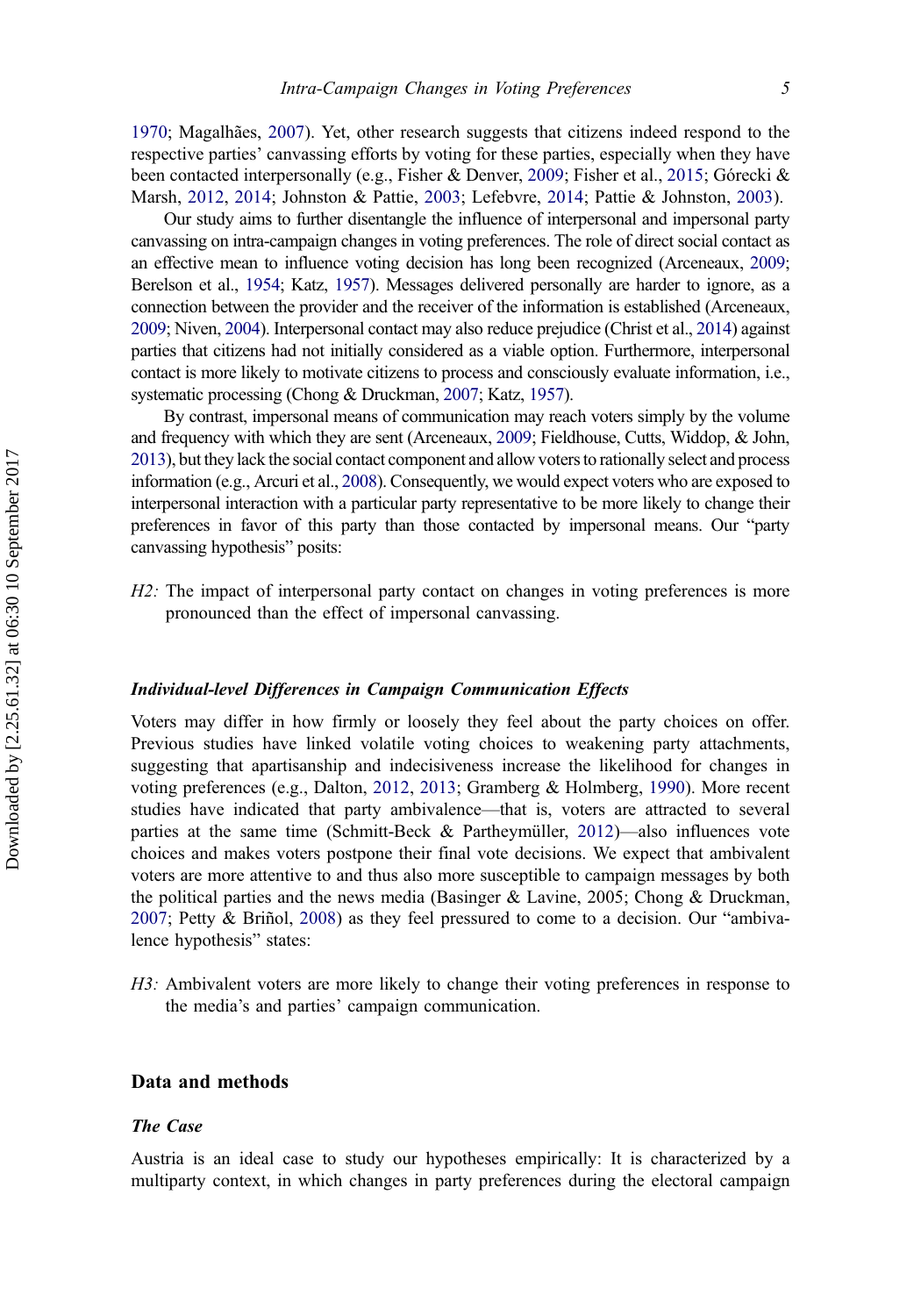1970; Magalhães, 2007). Yet, other research suggests that citizens indeed respond to the respective parties' canvassing efforts by voting for these parties, especially when they have been contacted interpersonally (e.g., Fisher & Denver, 2009; Fisher et al., 2015; Górecki & Marsh, 2012, 2014; Johnston & Pattie, 2003; Lefebvre, 2014; Pattie & Johnston, 2003).

Our study aims to further disentangle the influence of interpersonal and impersonal party canvassing on intra-campaign changes in voting preferences. The role of direct social contact as an effective mean to influence voting decision has long been recognized (Arceneaux, 2009; Berelson et al., 1954; Katz, 1957). Messages delivered personally are harder to ignore, as a connection between the provider and the receiver of the information is established (Arceneaux, 2009; Niven, 2004). Interpersonal contact may also reduce prejudice (Christ et al., 2014) against parties that citizens had not initially considered as a viable option. Furthermore, interpersonal contact is more likely to motivate citizens to process and consciously evaluate information, i.e., systematic processing (Chong & Druckman, 2007; Katz, 1957).

By contrast, impersonal means of communication may reach voters simply by the volume and frequency with which they are sent (Arceneaux, 2009; Fieldhouse, Cutts, Widdop, & John, 2013), but they lack the social contact component and allow voters to rationally select and process information (e.g., Arcuri et al., 2008). Consequently, we would expect voters who are exposed to interpersonal interaction with a particular party representative to be more likely to change their preferences in favor of this party than those contacted by impersonal means. Our "party canvassing hypothesis" posits:

*H2:* The impact of interpersonal party contact on changes in voting preferences is more pronounced than the effect of impersonal canvassing.

### *Individual-level Differences in Campaign Communication Effects*

Voters may differ in how firmly or loosely they feel about the party choices on offer. Previous studies have linked volatile voting choices to weakening party attachments, suggesting that apartisanship and indecisiveness increase the likelihood for changes in voting preferences (e.g., Dalton, 2012, 2013; Gramberg & Holmberg, 1990). More recent studies have indicated that party ambivalence—that is, voters are attracted to several parties at the same time (Schmitt-Beck & Partheymüller, 2012)—also influences vote choices and makes voters postpone their final vote decisions. We expect that ambivalent voters are more attentive to and thus also more susceptible to campaign messages by both the political parties and the news media (Basinger & Lavine, 2005; Chong & Druckman, 2007; Petty & Briñol, 2008) as they feel pressured to come to a decision. Our "ambivalence hypothesis" states:

*H3:* Ambivalent voters are more likely to change their voting preferences in response to the media's and parties' campaign communication.

## Data and methods

### *The Case*

Austria is an ideal case to study our hypotheses empirically: It is characterized by a multiparty context, in which changes in party preferences during the electoral campaign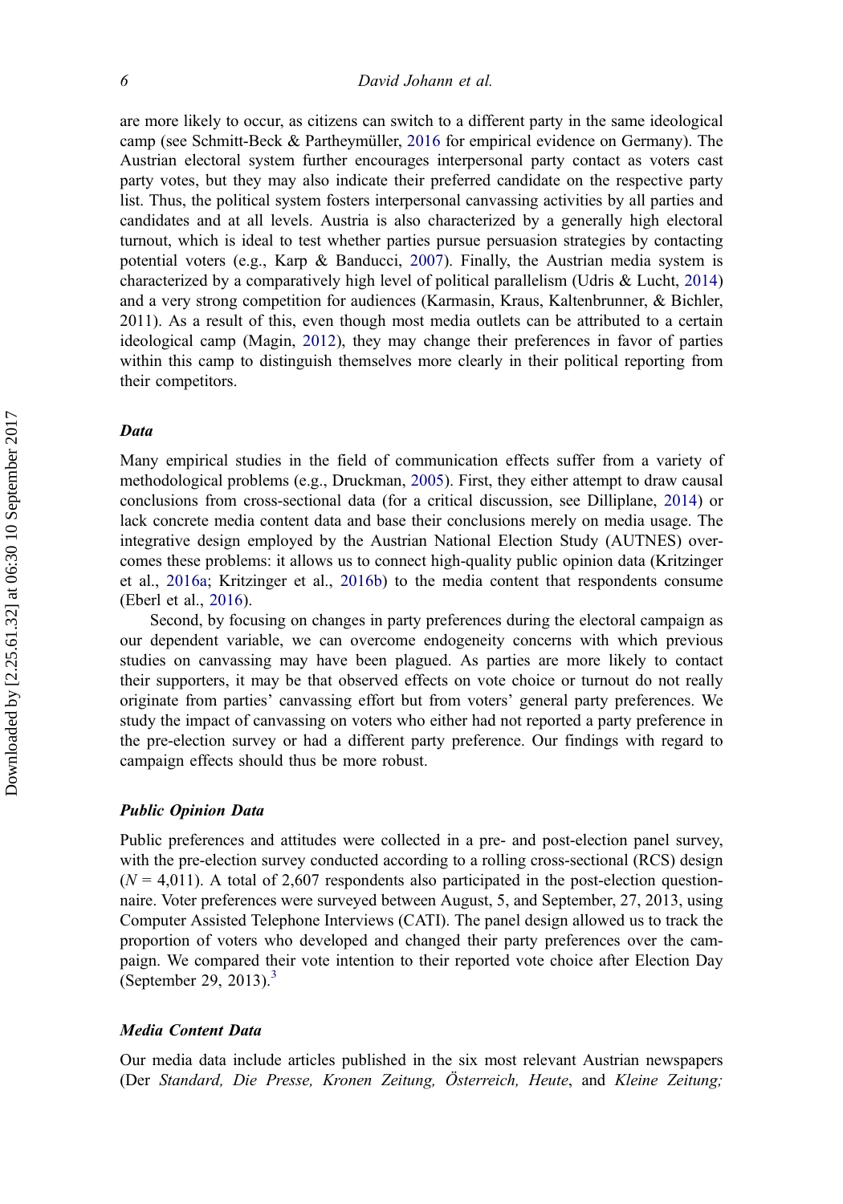are more likely to occur, as citizens can switch to a different party in the same ideological camp (see Schmitt-Beck & Partheymüller, 2016 for empirical evidence on Germany). The Austrian electoral system further encourages interpersonal party contact as voters cast party votes, but they may also indicate their preferred candidate on the respective party list. Thus, the political system fosters interpersonal canvassing activities by all parties and candidates and at all levels. Austria is also characterized by a generally high electoral turnout, which is ideal to test whether parties pursue persuasion strategies by contacting potential voters (e.g., Karp & Banducci, 2007). Finally, the Austrian media system is characterized by a comparatively high level of political parallelism (Udris & Lucht, 2014) and a very strong competition for audiences (Karmasin, Kraus, Kaltenbrunner, & Bichler, 2011). As a result of this, even though most media outlets can be attributed to a certain ideological camp (Magin, 2012), they may change their preferences in favor of parties within this camp to distinguish themselves more clearly in their political reporting from their competitors.

### Data

Many empirical studies in the field of communication effects suffer from a variety of methodological problems (e.g., Druckman, 2005). First, they either attempt to draw causal conclusions from cross-sectional data (for a critical discussion, see Dilliplane, 2014) or lack concrete media content data and base their conclusions merely on media usage. The integrative design employed by the Austrian National Election Study (AUTNES) overcomes these problems: it allows us to connect high-quality public opinion data (Kritzinger et al., 2016a; Kritzinger et al., 2016b) to the media content that respondents consume (Eberl et al., 2016).

Second, by focusing on changes in party preferences during the electoral campaign as our dependent variable, we can overcome endogeneity concerns with which previous studies on canvassing may have been plagued. As parties are more likely to contact their supporters, it may be that observed effects on vote choice or turnout do not really originate from parties' canvassing effort but from voters' general party preferences. We study the impact of canvassing on voters who either had not reported a party preference in the pre-election survey or had a different party preference. Our findings with regard to campaign effects should thus be more robust.

### Public Opinion Data

Public preferences and attitudes were collected in a pre- and post-election panel survey, with the pre-election survey conducted according to a rolling cross-sectional (RCS) design ($N = 4{,}011$). A total of 2,607 respondents also participated in the post-election questionnaire. Voter preferences were surveyed between August, 5, and September, 27, 2013, using Computer Assisted Telephone Interviews (CATI). The panel design allowed us to track the proportion of voters who developed and changed their party preferences over the campaign. We compared their vote intention to their reported vote choice after Election Day (September 29, 2013).[3]

### Media Content Data

Our media data include articles published in the six most relevant Austrian newspapers (Der *Standard, Die Presse, Kronen Zeitung, Österreich, Heute*, and *Kleine Zeitung;*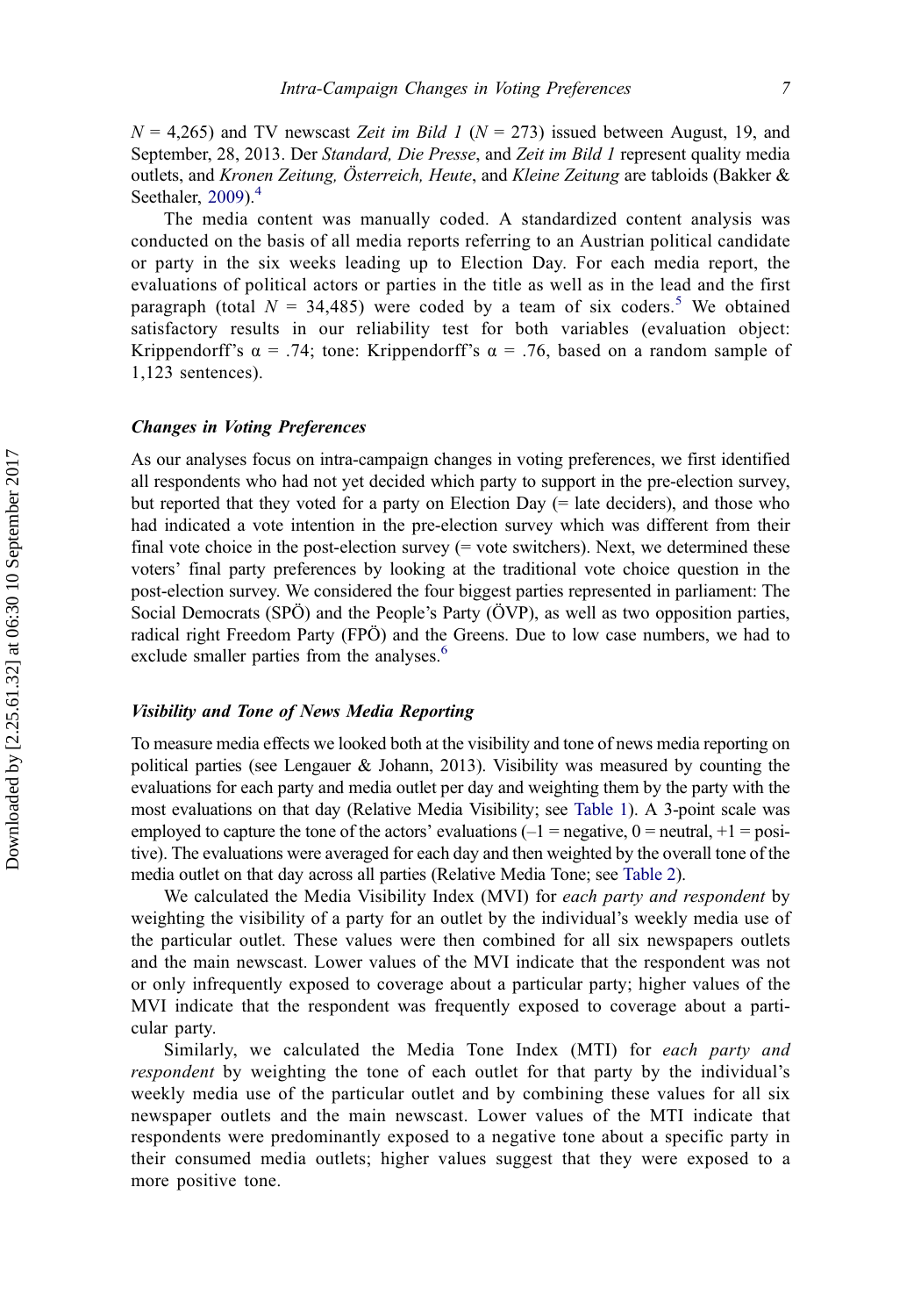$N$ = 4,265) and TV newscast *Zeit im Bild 1* ($N$ = 273) issued between August, 19, and September, 28, 2013. Der *Standard, Die Presse*, and *Zeit im Bild 1* represent quality media outlets, and *Kronen Zeitung, Österreich, Heute*, and *Kleine Zeitung* are tabloids (Bakker & Seethaler, 2009).[4]

The media content was manually coded. A standardized content analysis was conducted on the basis of all media reports referring to an Austrian political candidate or party in the six weeks leading up to Election Day. For each media report, the evaluations of political actors or parties in the title as well as in the lead and the first paragraph (total $N$ = 34,485) were coded by a team of six coders.[5] We obtained satisfactory results in our reliability test for both variables (evaluation object: Krippendorff's α = .74; tone: Krippendorff's α = .76, based on a random sample of 1,123 sentences).

### *Changes in Voting Preferences*

As our analyses focus on intra-campaign changes in voting preferences, we first identified all respondents who had not yet decided which party to support in the pre-election survey, but reported that they voted for a party on Election Day (= late deciders), and those who had indicated a vote intention in the pre-election survey which was different from their final vote choice in the post-election survey (= vote switchers). Next, we determined these voters' final party preferences by looking at the traditional vote choice question in the post-election survey. We considered the four biggest parties represented in parliament: The Social Democrats (SPÖ) and the People's Party (ÖVP), as well as two opposition parties, radical right Freedom Party (FPÖ) and the Greens. Due to low case numbers, we had to exclude smaller parties from the analyses.[6]

### *Visibility and Tone of News Media Reporting*

To measure media effects we looked both at the visibility and tone of news media reporting on political parties (see Lengauer & Johann, 2013). Visibility was measured by counting the evaluations for each party and media outlet per day and weighting them by the party with the most evaluations on that day (Relative Media Visibility; see Table 1). A 3-point scale was employed to capture the tone of the actors' evaluations (–1 = negative, 0 = neutral, +1 = positive). The evaluations were averaged for each day and then weighted by the overall tone of the media outlet on that day across all parties (Relative Media Tone; see Table 2).

We calculated the Media Visibility Index (MVI) for *each party and respondent* by weighting the visibility of a party for an outlet by the individual's weekly media use of the particular outlet. These values were then combined for all six newspapers outlets and the main newscast. Lower values of the MVI indicate that the respondent was not or only infrequently exposed to coverage about a particular party; higher values of the MVI indicate that the respondent was frequently exposed to coverage about a particular party.

Similarly, we calculated the Media Tone Index (MTI) for *each party and respondent* by weighting the tone of each outlet for that party by the individual's weekly media use of the particular outlet and by combining these values for all six newspaper outlets and the main newscast. Lower values of the MTI indicate that respondents were predominantly exposed to a negative tone about a specific party in their consumed media outlets; higher values suggest that they were exposed to a more positive tone.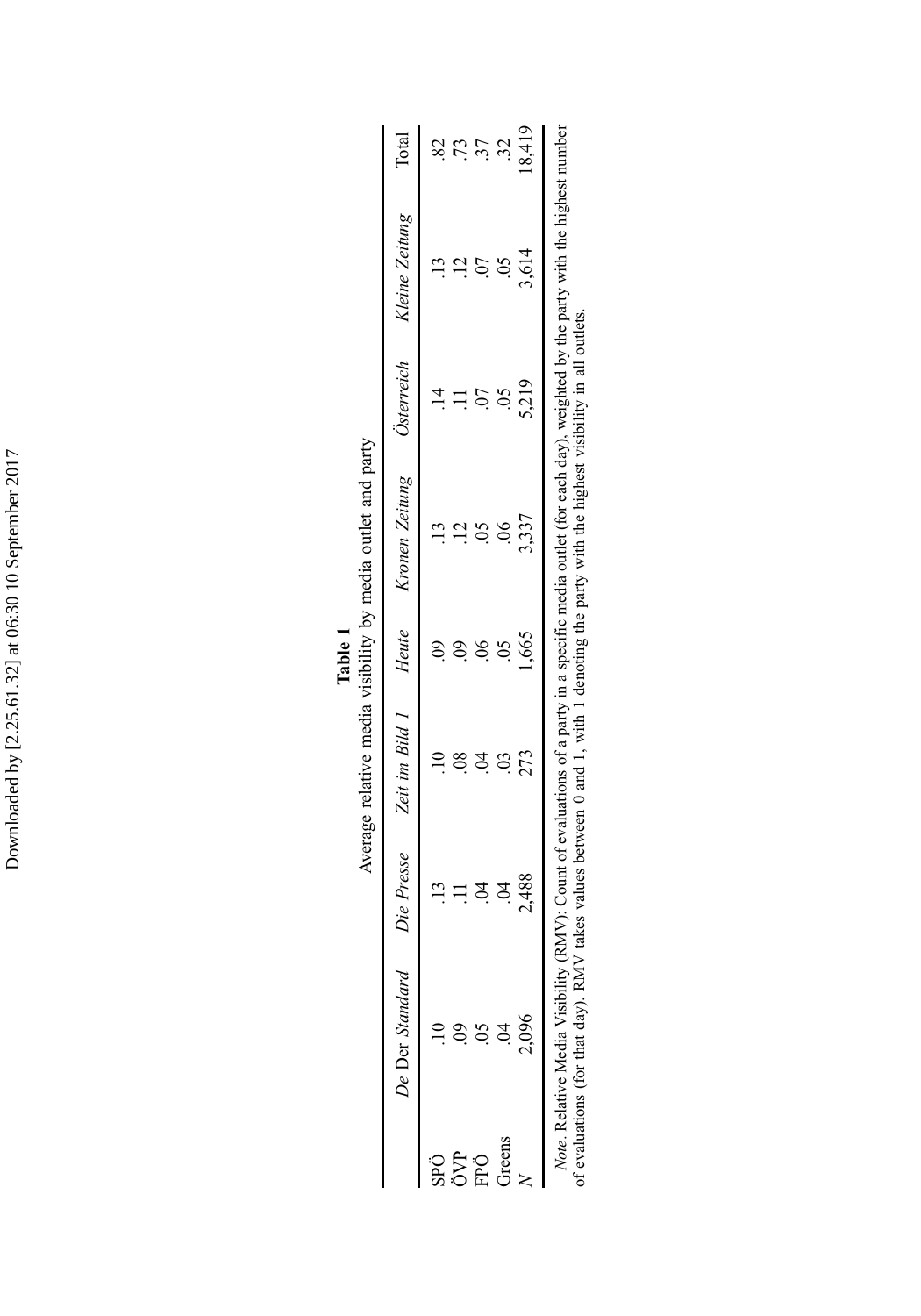**Table 1**

Average relative media visibility by media outlet and party

| | *De* Der *Standard* | *Die Presse* | *Zeit im Bild 1* | *Heute* | *Kronen Zeitung* | *Österreich* | *Kleine Zeitung* | Total |
|---|---|---|---|---|---|---|---|---|
| SPÖ | .10 | .13 | .10 | .09 | .13 | .14 | .13 | .82 |
| ÖVP | .09 | .11 | .08 | .09 | .12 | .11 | .12 | .73 |
| FPÖ | .05 | .04 | .04 | .06 | .05 | .07 | .07 | .37 |
| Greens | .04 | .04 | .03 | .05 | .06 | .05 | .05 | .32 |
| *N* | 2,096 | 2,488 | 273 | 1,665 | 3,337 | 5,219 | 3,614 | 18,419 |

*Note*. Relative Media Visibility (RMV): Count of evaluations of a party in a specific media outlet (for each day), weighted by the party with the highest number of evaluations (for that day). RMV takes values between 0 and 1, with 1 denoting the party with the highest visibility in all outlets.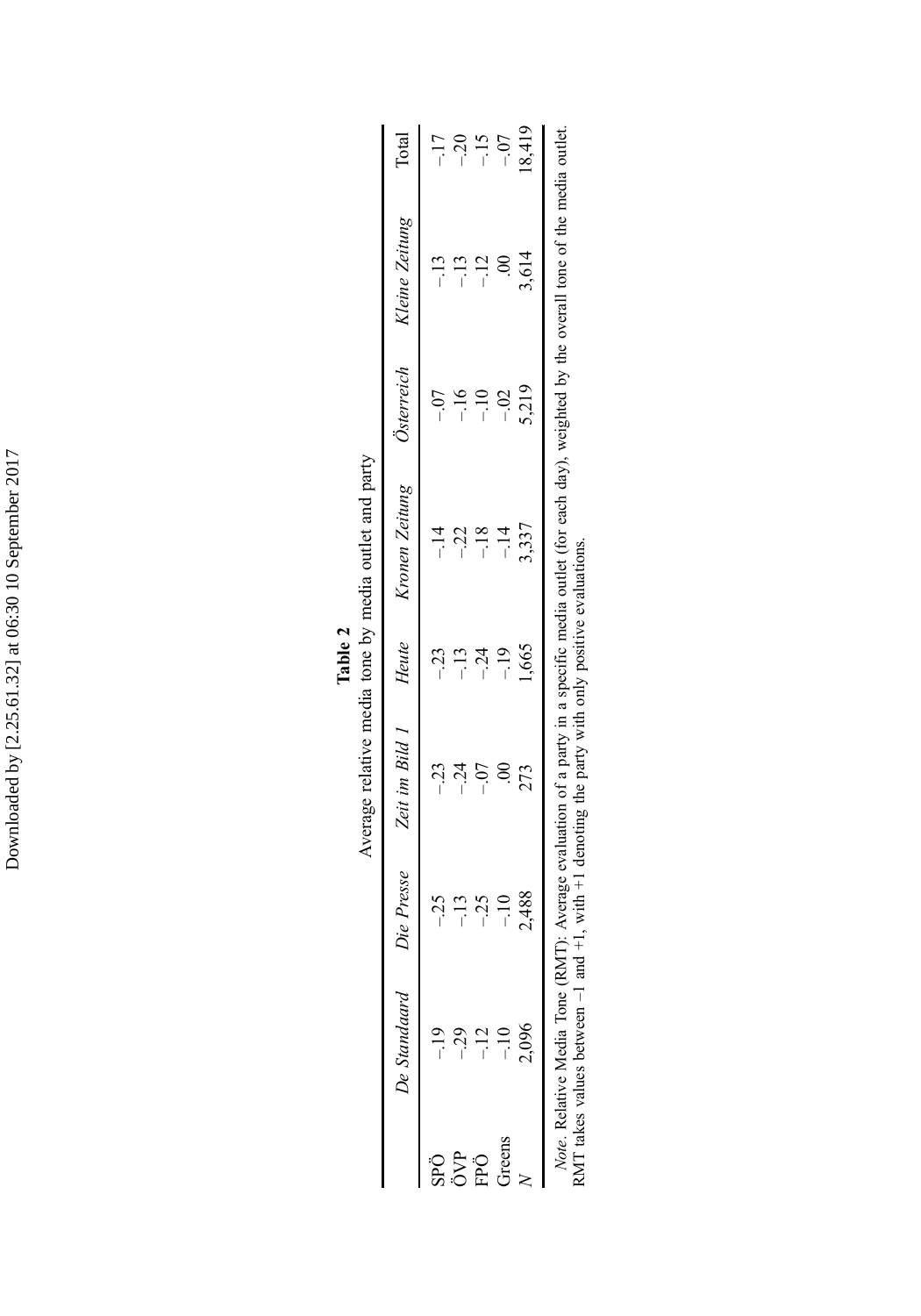**Table 2**

Average relative media tone by media outlet and party

| | *De Standaard* | *Die Presse* | *Zeit im Bild 1* | *Heute* | *Kronen Zeitung* | *Österreich* | *Kleine Zeitung* | Total |
|---|---|---|---|---|---|---|---|---|
| SPÖ | –.19 | –.25 | –.23 | –.23 | –.14 | –.07 | –.13 | –.17 |
| ÖVP | –.29 | –.13 | –.24 | –.13 | –.22 | –.16 | –.13 | –.20 |
| FPÖ | –.12 | –.25 | –.07 | –.24 | –.18 | –.10 | –.12 | –.15 |
| Greens | –.10 | –.10 | .00 | –.19 | –.14 | –.02 | .00 | –.07 |
| *N* | 2,096 | 2,488 | 273 | 1,665 | 3,337 | 5,219 | 3,614 | 18,419 |

*Note*. Relative Media Tone (RMT): Average evaluation of a party in a specific media outlet (for each day), weighted by the overall tone of the media outlet. RMT takes values between –1 and +1, with +1 denoting the party with only positive evaluations.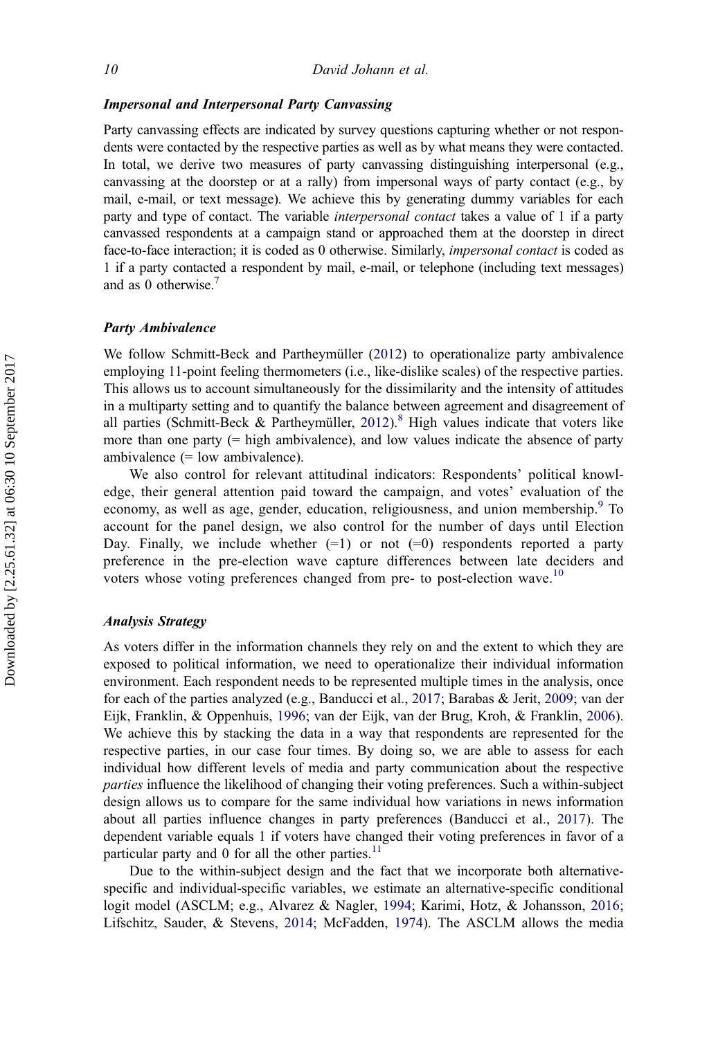### *Impersonal and Interpersonal Party Canvassing*

Party canvassing effects are indicated by survey questions capturing whether or not respondents were contacted by the respective parties as well as by what means they were contacted. In total, we derive two measures of party canvassing distinguishing interpersonal (e.g., canvassing at the doorstep or at a rally) from impersonal ways of party contact (e.g., by mail, e-mail, or text message). We achieve this by generating dummy variables for each party and type of contact. The variable *interpersonal contact* takes a value of 1 if a party canvassed respondents at a campaign stand or approached them at the doorstep in direct face-to-face interaction; it is coded as 0 otherwise. Similarly, *impersonal contact* is coded as 1 if a party contacted a respondent by mail, e-mail, or telephone (including text messages) and as 0 otherwise.[7]

### *Party Ambivalence*

We follow Schmitt-Beck and Partheymüller (2012) to operationalize party ambivalence employing 11-point feeling thermometers (i.e., like-dislike scales) of the respective parties. This allows us to account simultaneously for the dissimilarity and the intensity of attitudes in a multiparty setting and to quantify the balance between agreement and disagreement of all parties (Schmitt-Beck & Partheymüller, 2012).[8] High values indicate that voters like more than one party (= high ambivalence), and low values indicate the absence of party ambivalence (= low ambivalence).

We also control for relevant attitudinal indicators: Respondents' political knowledge, their general attention paid toward the campaign, and votes' evaluation of the economy, as well as age, gender, education, religiousness, and union membership.[9] To account for the panel design, we also control for the number of days until Election Day. Finally, we include whether (=1) or not (=0) respondents reported a party preference in the pre-election wave capture differences between late deciders and voters whose voting preferences changed from pre- to post-election wave.[10]

### *Analysis Strategy*

As voters differ in the information channels they rely on and the extent to which they are exposed to political information, we need to operationalize their individual information environment. Each respondent needs to be represented multiple times in the analysis, once for each of the parties analyzed (e.g., Banducci et al., 2017; Barabas & Jerit, 2009; van der Eijk, Franklin, & Oppenhuis, 1996; van der Eijk, van der Brug, Kroh, & Franklin, 2006). We achieve this by stacking the data in a way that respondents are represented for the respective parties, in our case four times. By doing so, we are able to assess for each individual how different levels of media and party communication about the respective *parties* influence the likelihood of changing their voting preferences. Such a within-subject design allows us to compare for the same individual how variations in news information about all parties influence changes in party preferences (Banducci et al., 2017). The dependent variable equals 1 if voters have changed their voting preferences in favor of a particular party and 0 for all the other parties.[11]

Due to the within-subject design and the fact that we incorporate both alternative-specific and individual-specific variables, we estimate an alternative-specific conditional logit model (ASCLM; e.g., Alvarez & Nagler, 1994; Karimi, Hotz, & Johansson, 2016; Lifschitz, Sauder, & Stevens, 2014; McFadden, 1974). The ASCLM allows the media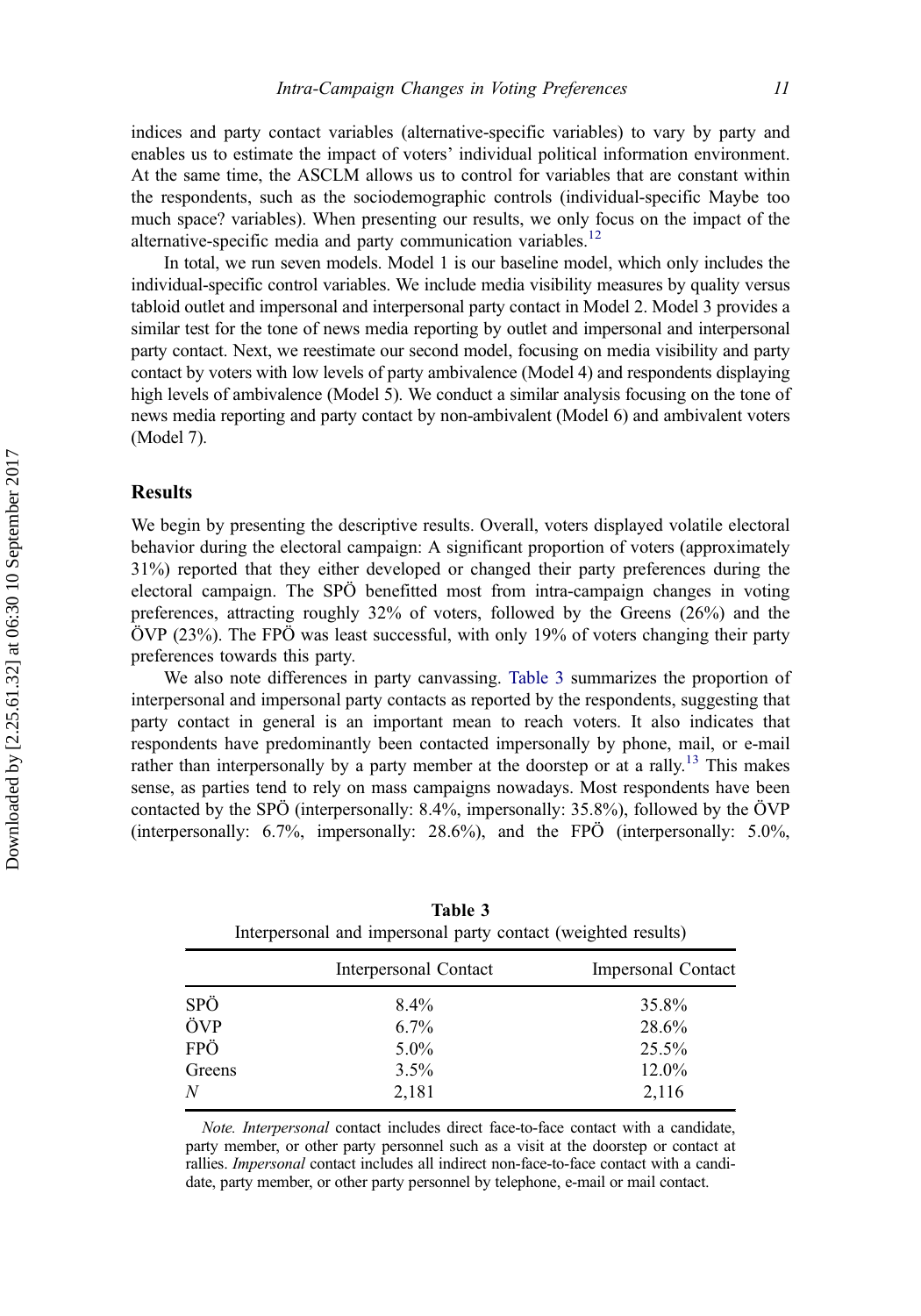indices and party contact variables (alternative-specific variables) to vary by party and enables us to estimate the impact of voters' individual political information environment. At the same time, the ASCLM allows us to control for variables that are constant within the respondents, such as the sociodemographic controls (individual-specific Maybe too much space? variables). When presenting our results, we only focus on the impact of the alternative-specific media and party communication variables.[12]

In total, we run seven models. Model 1 is our baseline model, which only includes the individual-specific control variables. We include media visibility measures by quality versus tabloid outlet and impersonal and interpersonal party contact in Model 2. Model 3 provides a similar test for the tone of news media reporting by outlet and impersonal and interpersonal party contact. Next, we reestimate our second model, focusing on media visibility and party contact by voters with low levels of party ambivalence (Model 4) and respondents displaying high levels of ambivalence (Model 5). We conduct a similar analysis focusing on the tone of news media reporting and party contact by non-ambivalent (Model 6) and ambivalent voters (Model 7).

## Results

We begin by presenting the descriptive results. Overall, voters displayed volatile electoral behavior during the electoral campaign: A significant proportion of voters (approximately 31%) reported that they either developed or changed their party preferences during the electoral campaign. The SPÖ benefitted most from intra-campaign changes in voting preferences, attracting roughly 32% of voters, followed by the Greens (26%) and the ÖVP (23%). The FPÖ was least successful, with only 19% of voters changing their party preferences towards this party.

We also note differences in party canvassing. Table 3 summarizes the proportion of interpersonal and impersonal party contacts as reported by the respondents, suggesting that party contact in general is an important mean to reach voters. It also indicates that respondents have predominantly been contacted impersonally by phone, mail, or e-mail rather than interpersonally by a party member at the doorstep or at a rally.[13] This makes sense, as parties tend to rely on mass campaigns nowadays. Most respondents have been contacted by the SPÖ (interpersonally: 8.4%, impersonally: 35.8%), followed by the ÖVP (interpersonally: 6.7%, impersonally: 28.6%), and the FPÖ (interpersonally: 5.0%,

**Table 3**
Interpersonal and impersonal party contact (weighted results)

| | Interpersonal Contact | Impersonal Contact |
|---|---|---|
| SPÖ | 8.4% | 35.8% |
| ÖVP | 6.7% | 28.6% |
| FPÖ | 5.0% | 25.5% |
| Greens | 3.5% | 12.0% |
| *N* | 2,181 | 2,116 |

*Note. Interpersonal* contact includes direct face-to-face contact with a candidate, party member, or other party personnel such as a visit at the doorstep or contact at rallies. *Impersonal* contact includes all indirect non-face-to-face contact with a candidate, party member, or other party personnel by telephone, e-mail or mail contact.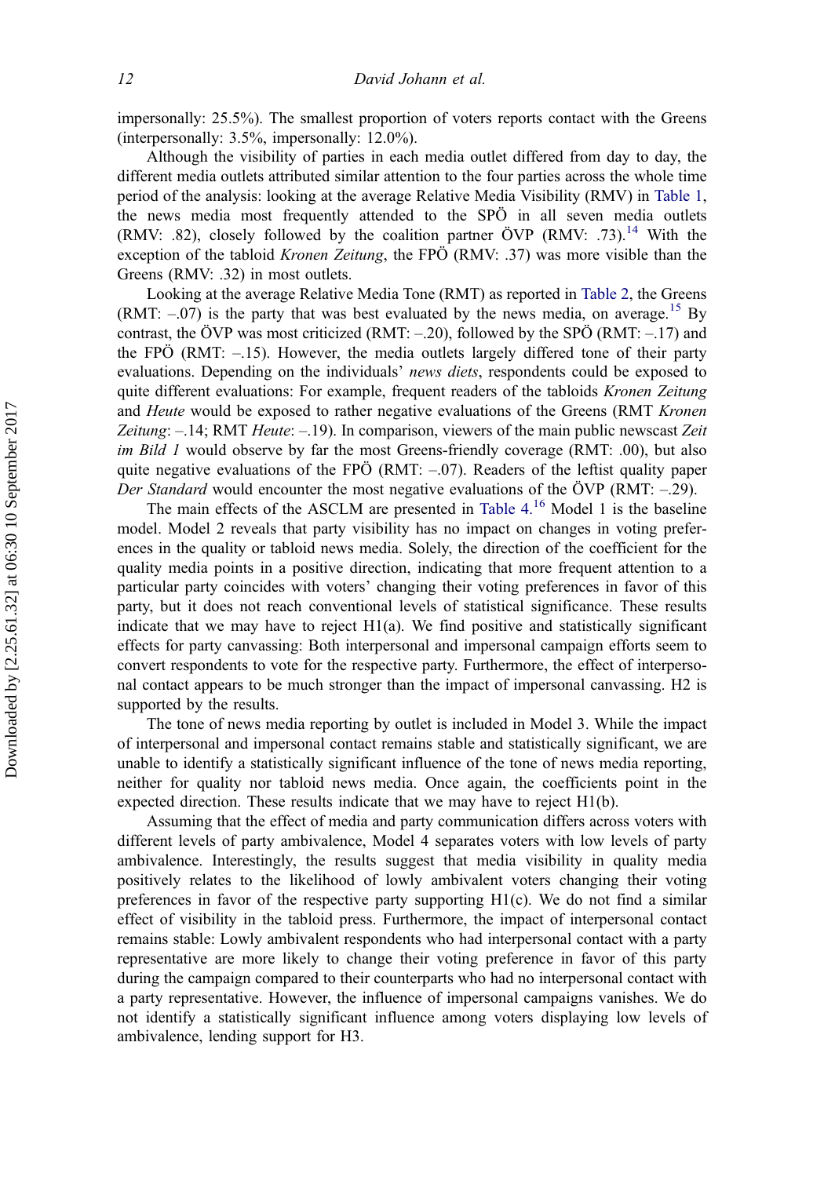impersonally: 25.5%). The smallest proportion of voters reports contact with the Greens (interpersonally: 3.5%, impersonally: 12.0%).

Although the visibility of parties in each media outlet differed from day to day, the different media outlets attributed similar attention to the four parties across the whole time period of the analysis: looking at the average Relative Media Visibility (RMV) in Table 1, the news media most frequently attended to the SPÖ in all seven media outlets (RMV: .82), closely followed by the coalition partner ÖVP (RMV: .73).[14] With the exception of the tabloid *Kronen Zeitung*, the FPÖ (RMV: .37) was more visible than the Greens (RMV: .32) in most outlets.

Looking at the average Relative Media Tone (RMT) as reported in Table 2, the Greens (RMT: –.07) is the party that was best evaluated by the news media, on average.[15] By contrast, the ÖVP was most criticized (RMT: –.20), followed by the SPÖ (RMT: –.17) and the FPÖ (RMT: –.15). However, the media outlets largely differed tone of their party evaluations. Depending on the individuals' *news diets*, respondents could be exposed to quite different evaluations: For example, frequent readers of the tabloids *Kronen Zeitung* and *Heute* would be exposed to rather negative evaluations of the Greens (RMT *Kronen Zeitung*: –.14; RMT *Heute*: –.19). In comparison, viewers of the main public newscast *Zeit im Bild 1* would observe by far the most Greens-friendly coverage (RMT: .00), but also quite negative evaluations of the FPÖ (RMT: –.07). Readers of the leftist quality paper *Der Standard* would encounter the most negative evaluations of the ÖVP (RMT: –.29).

The main effects of the ASCLM are presented in Table 4.[16] Model 1 is the baseline model. Model 2 reveals that party visibility has no impact on changes in voting preferences in the quality or tabloid news media. Solely, the direction of the coefficient for the quality media points in a positive direction, indicating that more frequent attention to a particular party coincides with voters' changing their voting preferences in favor of this party, but it does not reach conventional levels of statistical significance. These results indicate that we may have to reject H1(a). We find positive and statistically significant effects for party canvassing: Both interpersonal and impersonal campaign efforts seem to convert respondents to vote for the respective party. Furthermore, the effect of interpersonal contact appears to be much stronger than the impact of impersonal canvassing. H2 is supported by the results.

The tone of news media reporting by outlet is included in Model 3. While the impact of interpersonal and impersonal contact remains stable and statistically significant, we are unable to identify a statistically significant influence of the tone of news media reporting, neither for quality nor tabloid news media. Once again, the coefficients point in the expected direction. These results indicate that we may have to reject H1(b).

Assuming that the effect of media and party communication differs across voters with different levels of party ambivalence, Model 4 separates voters with low levels of party ambivalence. Interestingly, the results suggest that media visibility in quality media positively relates to the likelihood of lowly ambivalent voters changing their voting preferences in favor of the respective party supporting H1(c). We do not find a similar effect of visibility in the tabloid press. Furthermore, the impact of interpersonal contact remains stable: Lowly ambivalent respondents who had interpersonal contact with a party representative are more likely to change their voting preference in favor of this party during the campaign compared to their counterparts who had no interpersonal contact with a party representative. However, the influence of impersonal campaigns vanishes. We do not identify a statistically significant influence among voters displaying low levels of ambivalence, lending support for H3.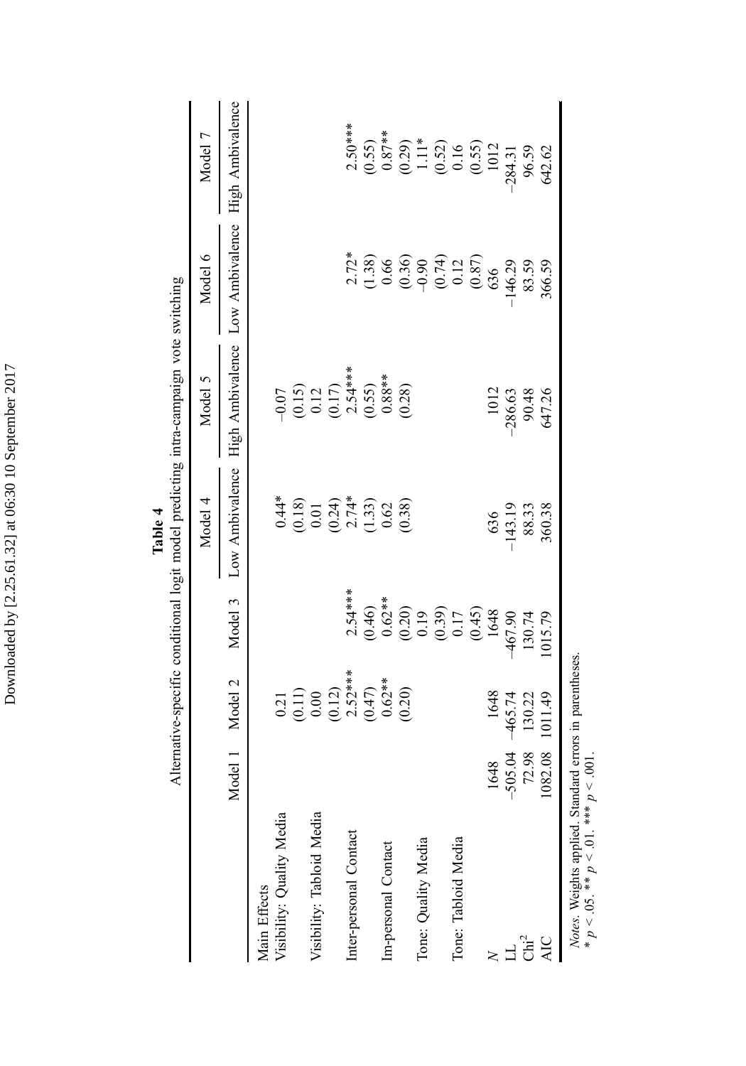**Table 4**

Alternative-specific conditional logit model predicting intra-campaign vote switching

| | Model 1 | Model 2 | Model 3 | Model 4 | Model 5 | Model 6 | Model 7 |
|---|---|---|---|---|---|---|---|
| | | | | Low Ambivalence | High Ambivalence | Low Ambivalence | High Ambivalence |
| Main Effects | | | | | | | |
| Visibility: Quality Media | | 0.21 | | 0.44* | −0.07 | | |
| | | (0.11) | | (0.18) | (0.15) | | |
| Visibility: Tabloid Media | | 0.00 | | 0.01 | 0.12 | | |
| | | (0.12) | | (0.24) | (0.17) | | |
| Inter-personal Contact | | 2.52*** | 2.54*** | 2.74* | 2.54*** | 2.72* | 2.50*** |
| | | (0.47) | (0.46) | (1.33) | (0.55) | (1.38) | (0.55) |
| Im-personal Contact | | 0.62** | 0.62** | 0.62 | 0.88** | 0.66 | 0.87** |
| | | (0.20) | (0.20) | (0.38) | (0.28) | (0.36) | (0.29) |
| Tone: Quality Media | | | 0.19 | | | −0.90 | 1.11* |
| | | | (0.39) | | | (0.74) | (0.52) |
| Tone: Tabloid Media | | | 0.17 | | | 0.12 | 0.16 |
| | | | (0.45) | | | (0.87) | (0.55) |
| *N* | 1648 | 1648 | 1648 | 636 | 1012 | 636 | 1012 |
| LL | −505.04 | −465.74 | −467.90 | −143.19 | −286.63 | −146.29 | −284.31 |
| $Chi^2$ | 72.98 | 130.22 | 130.74 | 88.33 | 90.48 | 83.59 | 96.59 |
| AIC | 1082.08 | 1011.49 | 1015.79 | 360.38 | 647.26 | 366.59 | 642.62 |

*Notes*. Weights applied. Standard errors in parentheses.
* $p < .05$. ** $p < .01$. *** $p < .001$.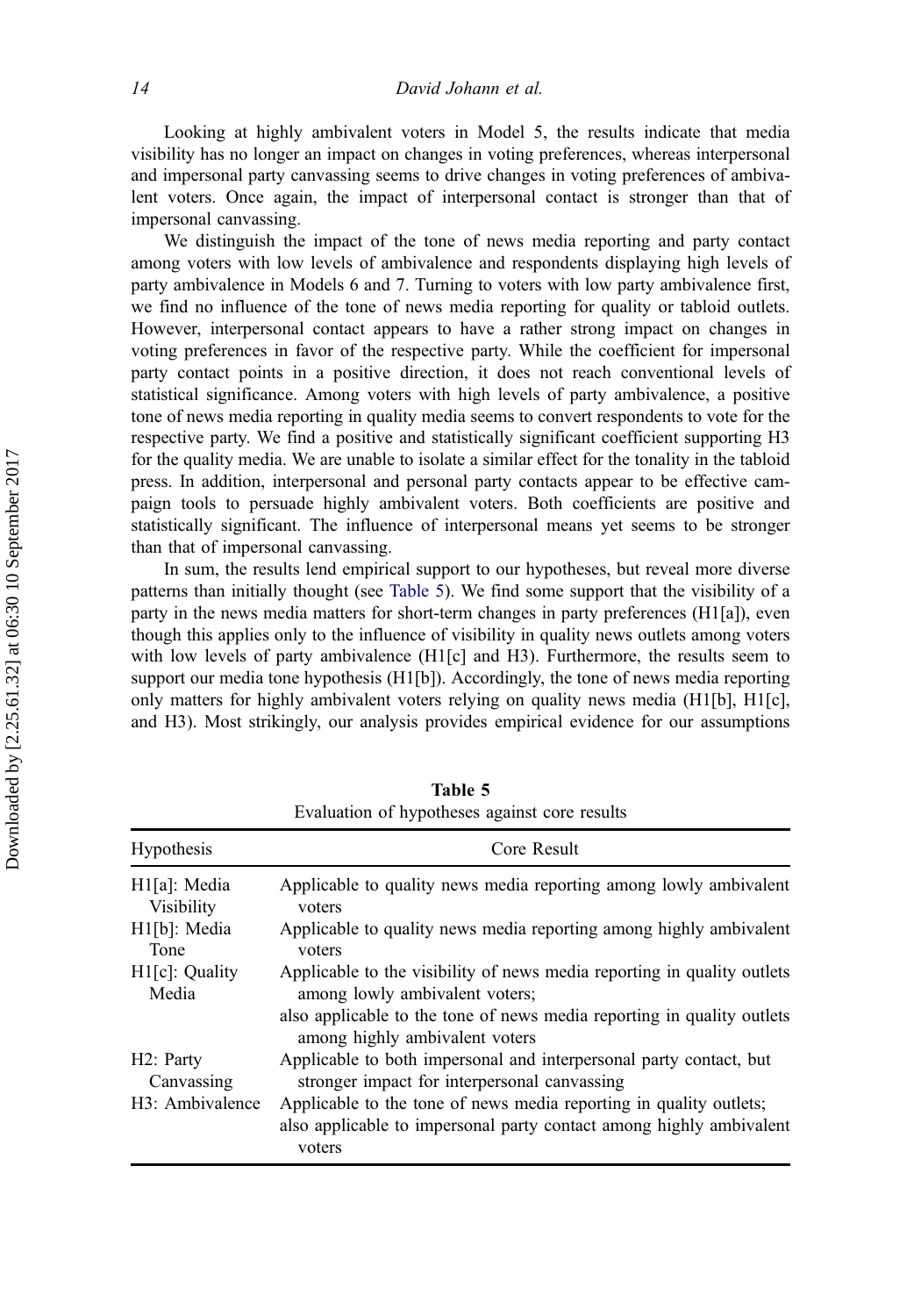Looking at highly ambivalent voters in Model 5, the results indicate that media visibility has no longer an impact on changes in voting preferences, whereas interpersonal and impersonal party canvassing seems to drive changes in voting preferences of ambivalent voters. Once again, the impact of interpersonal contact is stronger than that of impersonal canvassing.

We distinguish the impact of the tone of news media reporting and party contact among voters with low levels of ambivalence and respondents displaying high levels of party ambivalence in Models 6 and 7. Turning to voters with low party ambivalence first, we find no influence of the tone of news media reporting for quality or tabloid outlets. However, interpersonal contact appears to have a rather strong impact on changes in voting preferences in favor of the respective party. While the coefficient for impersonal party contact points in a positive direction, it does not reach conventional levels of statistical significance. Among voters with high levels of party ambivalence, a positive tone of news media reporting in quality media seems to convert respondents to vote for the respective party. We find a positive and statistically significant coefficient supporting H3 for the quality media. We are unable to isolate a similar effect for the tonality in the tabloid press. In addition, interpersonal and personal party contacts appear to be effective campaign tools to persuade highly ambivalent voters. Both coefficients are positive and statistically significant. The influence of interpersonal means yet seems to be stronger than that of impersonal canvassing.

In sum, the results lend empirical support to our hypotheses, but reveal more diverse patterns than initially thought (see Table 5). We find some support that the visibility of a party in the news media matters for short-term changes in party preferences (H1[a]), even though this applies only to the influence of visibility in quality news outlets among voters with low levels of party ambivalence (H1[c] and H3). Furthermore, the results seem to support our media tone hypothesis (H1[b]). Accordingly, the tone of news media reporting only matters for highly ambivalent voters relying on quality news media (H1[b], H1[c], and H3). Most strikingly, our analysis provides empirical evidence for our assumptions

**Table 5**
Evaluation of hypotheses against core results

| Hypothesis | Core Result |
|---|---|
| H1[a]: Media Visibility | Applicable to quality news media reporting among lowly ambivalent voters |
| H1[b]: Media Tone | Applicable to quality news media reporting among highly ambivalent voters |
| H1[c]: Quality Media | Applicable to the visibility of news media reporting in quality outlets among lowly ambivalent voters; also applicable to the tone of news media reporting in quality outlets among highly ambivalent voters |
| H2: Party Canvassing | Applicable to both impersonal and interpersonal party contact, but stronger impact for interpersonal canvassing |
| H3: Ambivalence | Applicable to the tone of news media reporting in quality outlets; also applicable to impersonal party contact among highly ambivalent voters |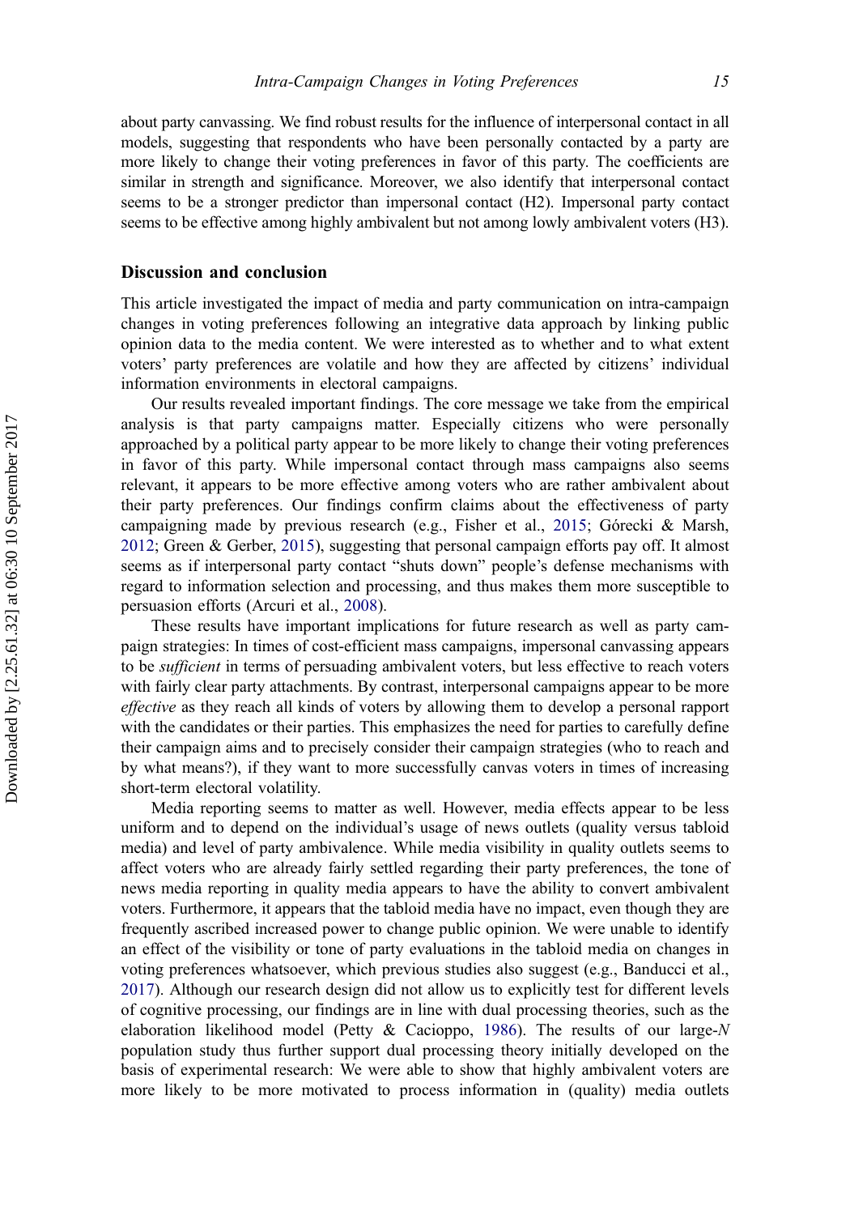about party canvassing. We find robust results for the influence of interpersonal contact in all models, suggesting that respondents who have been personally contacted by a party are more likely to change their voting preferences in favor of this party. The coefficients are similar in strength and significance. Moreover, we also identify that interpersonal contact seems to be a stronger predictor than impersonal contact (H2). Impersonal party contact seems to be effective among highly ambivalent but not among lowly ambivalent voters (H3).

## Discussion and conclusion

This article investigated the impact of media and party communication on intra-campaign changes in voting preferences following an integrative data approach by linking public opinion data to the media content. We were interested as to whether and to what extent voters' party preferences are volatile and how they are affected by citizens' individual information environments in electoral campaigns.

Our results revealed important findings. The core message we take from the empirical analysis is that party campaigns matter. Especially citizens who were personally approached by a political party appear to be more likely to change their voting preferences in favor of this party. While impersonal contact through mass campaigns also seems relevant, it appears to be more effective among voters who are rather ambivalent about their party preferences. Our findings confirm claims about the effectiveness of party campaigning made by previous research (e.g., Fisher et al., 2015; Górecki & Marsh, 2012; Green & Gerber, 2015), suggesting that personal campaign efforts pay off. It almost seems as if interpersonal party contact "shuts down" people's defense mechanisms with regard to information selection and processing, and thus makes them more susceptible to persuasion efforts (Arcuri et al., 2008).

These results have important implications for future research as well as party campaign strategies: In times of cost-efficient mass campaigns, impersonal canvassing appears to be *sufficient* in terms of persuading ambivalent voters, but less effective to reach voters with fairly clear party attachments. By contrast, interpersonal campaigns appear to be more *effective* as they reach all kinds of voters by allowing them to develop a personal rapport with the candidates or their parties. This emphasizes the need for parties to carefully define their campaign aims and to precisely consider their campaign strategies (who to reach and by what means?), if they want to more successfully canvas voters in times of increasing short-term electoral volatility.

Media reporting seems to matter as well. However, media effects appear to be less uniform and to depend on the individual's usage of news outlets (quality versus tabloid media) and level of party ambivalence. While media visibility in quality outlets seems to affect voters who are already fairly settled regarding their party preferences, the tone of news media reporting in quality media appears to have the ability to convert ambivalent voters. Furthermore, it appears that the tabloid media have no impact, even though they are frequently ascribed increased power to change public opinion. We were unable to identify an effect of the visibility or tone of party evaluations in the tabloid media on changes in voting preferences whatsoever, which previous studies also suggest (e.g., Banducci et al., 2017). Although our research design did not allow us to explicitly test for different levels of cognitive processing, our findings are in line with dual processing theories, such as the elaboration likelihood model (Petty & Cacioppo, 1986). The results of our large-$N$ population study thus further support dual processing theory initially developed on the basis of experimental research: We were able to show that highly ambivalent voters are more likely to be more motivated to process information in (quality) media outlets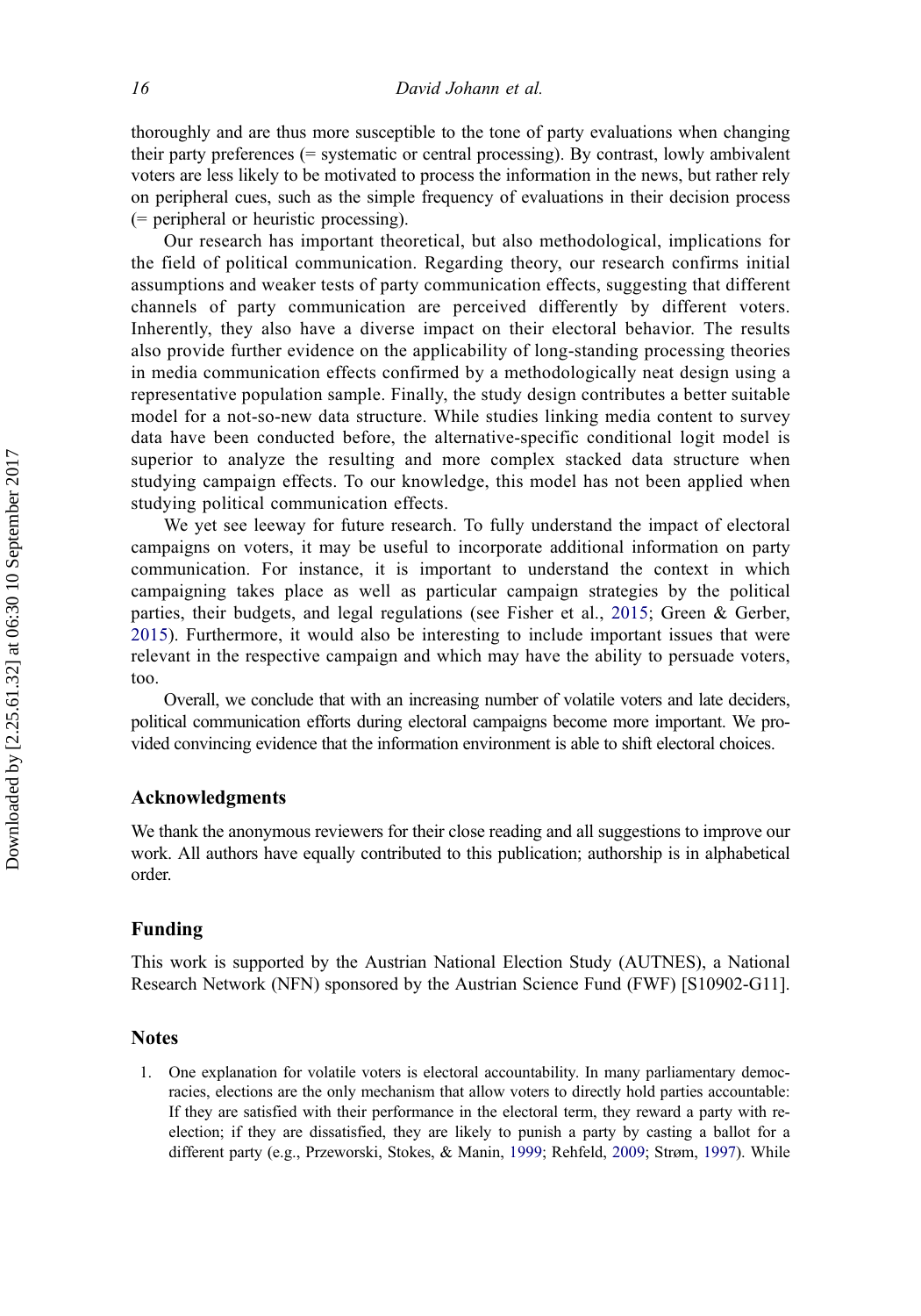thoroughly and are thus more susceptible to the tone of party evaluations when changing their party preferences (= systematic or central processing). By contrast, lowly ambivalent voters are less likely to be motivated to process the information in the news, but rather rely on peripheral cues, such as the simple frequency of evaluations in their decision process (= peripheral or heuristic processing).

Our research has important theoretical, but also methodological, implications for the field of political communication. Regarding theory, our research confirms initial assumptions and weaker tests of party communication effects, suggesting that different channels of party communication are perceived differently by different voters. Inherently, they also have a diverse impact on their electoral behavior. The results also provide further evidence on the applicability of long-standing processing theories in media communication effects confirmed by a methodologically neat design using a representative population sample. Finally, the study design contributes a better suitable model for a not-so-new data structure. While studies linking media content to survey data have been conducted before, the alternative-specific conditional logit model is superior to analyze the resulting and more complex stacked data structure when studying campaign effects. To our knowledge, this model has not been applied when studying political communication effects.

We yet see leeway for future research. To fully understand the impact of electoral campaigns on voters, it may be useful to incorporate additional information on party communication. For instance, it is important to understand the context in which campaigning takes place as well as particular campaign strategies by the political parties, their budgets, and legal regulations (see Fisher et al., 2015; Green & Gerber, 2015). Furthermore, it would also be interesting to include important issues that were relevant in the respective campaign and which may have the ability to persuade voters, too.

Overall, we conclude that with an increasing number of volatile voters and late deciders, political communication efforts during electoral campaigns become more important. We provided convincing evidence that the information environment is able to shift electoral choices.

## Acknowledgments

We thank the anonymous reviewers for their close reading and all suggestions to improve our work. All authors have equally contributed to this publication; authorship is in alphabetical order.

## Funding

This work is supported by the Austrian National Election Study (AUTNES), a National Research Network (NFN) sponsored by the Austrian Science Fund (FWF) [S10902-G11].

## Notes

1. One explanation for volatile voters is electoral accountability. In many parliamentary democracies, elections are the only mechanism that allow voters to directly hold parties accountable: If they are satisfied with their performance in the electoral term, they reward a party with re-election; if they are dissatisfied, they are likely to punish a party by casting a ballot for a different party (e.g., Przeworski, Stokes, & Manin, 1999; Rehfeld, 2009; Strøm, 1997). While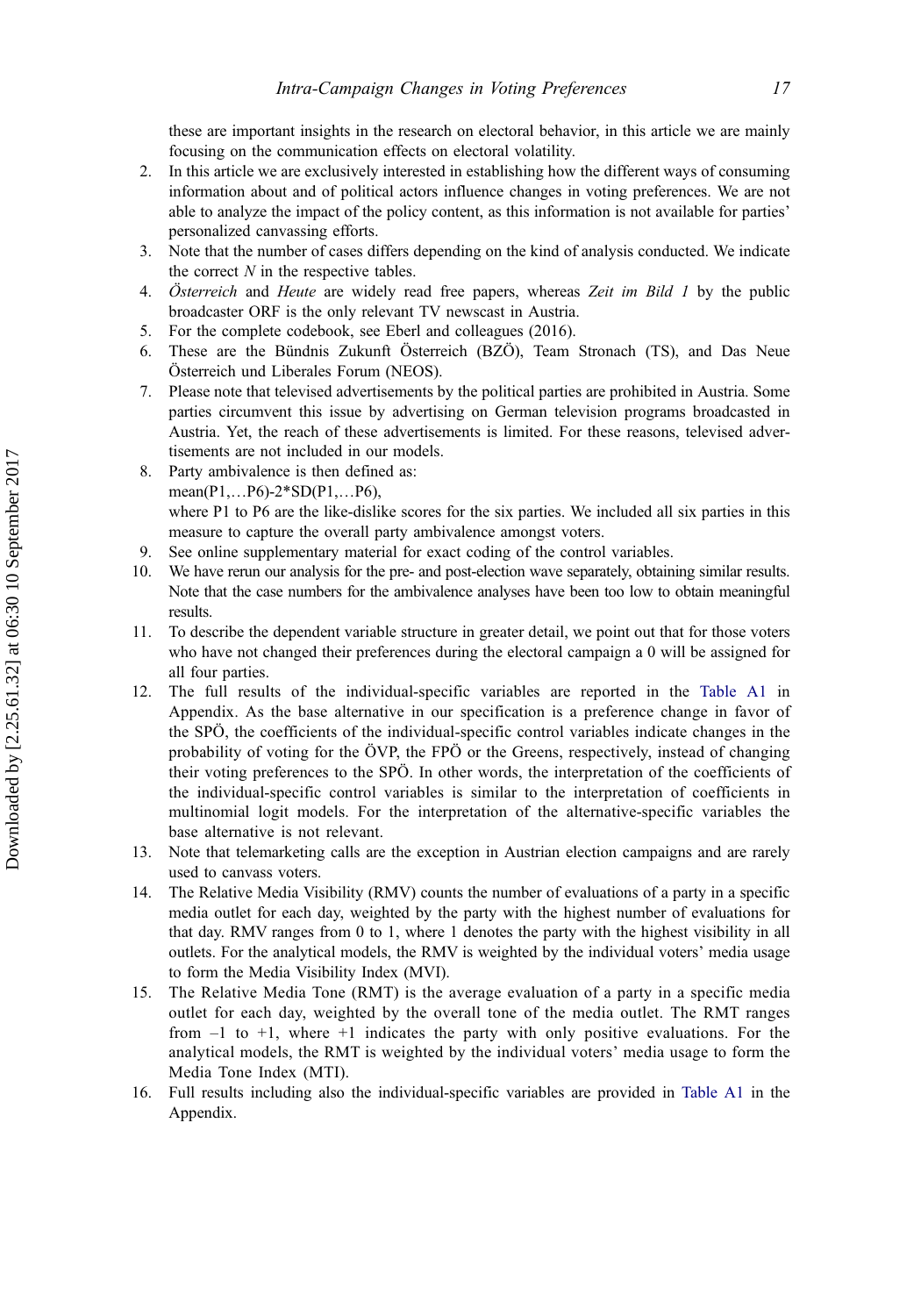these are important insights in the research on electoral behavior, in this article we are mainly focusing on the communication effects on electoral volatility.

2. In this article we are exclusively interested in establishing how the different ways of consuming information about and of political actors influence changes in voting preferences. We are not able to analyze the impact of the policy content, as this information is not available for parties' personalized canvassing efforts.
3. Note that the number of cases differs depending on the kind of analysis conducted. We indicate the correct *N* in the respective tables.
4. *Österreich* and *Heute* are widely read free papers, whereas *Zeit im Bild 1* by the public broadcaster ORF is the only relevant TV newscast in Austria.
5. For the complete codebook, see Eberl and colleagues (2016).
6. These are the Bündnis Zukunft Österreich (BZÖ), Team Stronach (TS), and Das Neue Österreich und Liberales Forum (NEOS).
7. Please note that televised advertisements by the political parties are prohibited in Austria. Some parties circumvent this issue by advertising on German television programs broadcasted in Austria. Yet, the reach of these advertisements is limited. For these reasons, televised advertisements are not included in our models.
8. Party ambivalence is then defined as:
   mean(P1,…P6)-2*SD(P1,…P6),
   where P1 to P6 are the like-dislike scores for the six parties. We included all six parties in this measure to capture the overall party ambivalence amongst voters.
9. See online supplementary material for exact coding of the control variables.
10. We have rerun our analysis for the pre- and post-election wave separately, obtaining similar results. Note that the case numbers for the ambivalence analyses have been too low to obtain meaningful results.
11. To describe the dependent variable structure in greater detail, we point out that for those voters who have not changed their preferences during the electoral campaign a 0 will be assigned for all four parties.
12. The full results of the individual-specific variables are reported in the Table A1 in Appendix. As the base alternative in our specification is a preference change in favor of the SPÖ, the coefficients of the individual-specific control variables indicate changes in the probability of voting for the ÖVP, the FPÖ or the Greens, respectively, instead of changing their voting preferences to the SPÖ. In other words, the interpretation of the coefficients of the individual-specific control variables is similar to the interpretation of coefficients in multinomial logit models. For the interpretation of the alternative-specific variables the base alternative is not relevant.
13. Note that telemarketing calls are the exception in Austrian election campaigns and are rarely used to canvass voters.
14. The Relative Media Visibility (RMV) counts the number of evaluations of a party in a specific media outlet for each day, weighted by the party with the highest number of evaluations for that day. RMV ranges from 0 to 1, where 1 denotes the party with the highest visibility in all outlets. For the analytical models, the RMV is weighted by the individual voters' media usage to form the Media Visibility Index (MVI).
15. The Relative Media Tone (RMT) is the average evaluation of a party in a specific media outlet for each day, weighted by the overall tone of the media outlet. The RMT ranges from –1 to +1, where +1 indicates the party with only positive evaluations. For the analytical models, the RMT is weighted by the individual voters' media usage to form the Media Tone Index (MTI).
16. Full results including also the individual-specific variables are provided in Table A1 in the Appendix.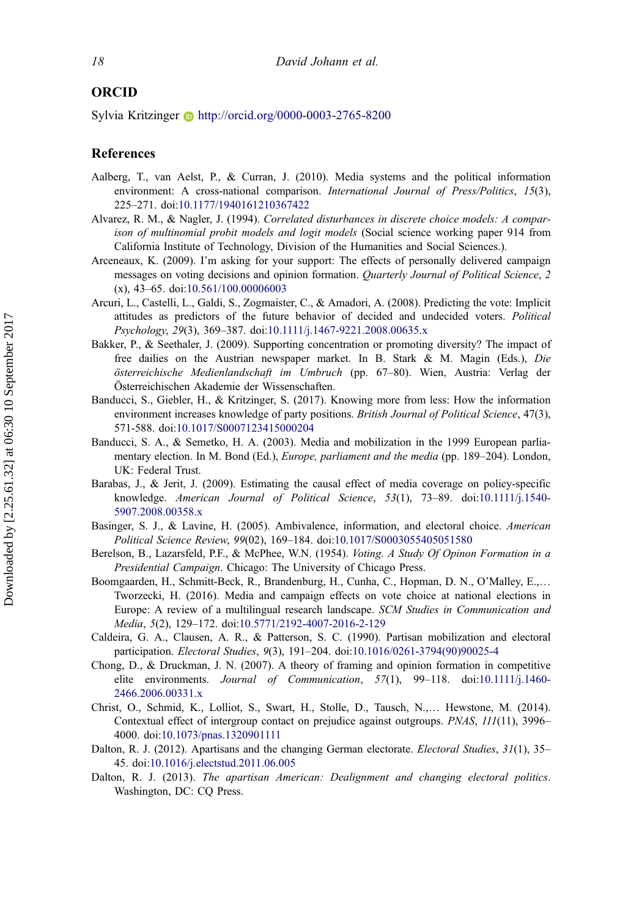## ORCID

Sylvia Kritzinger http://orcid.org/0000-0003-2765-8200

## References

Aalberg, T., van Aelst, P., & Curran, J. (2010). Media systems and the political information environment: A cross-national comparison. *International Journal of Press/Politics*, *15*(3), 225–271. doi:10.1177/1940161210367422

Alvarez, R. M., & Nagler, J. (1994). *Correlated disturbances in discrete choice models: A comparison of multinomial probit models and logit models* (Social science working paper 914 from California Institute of Technology, Division of the Humanities and Social Sciences.).

Arceneaux, K. (2009). I'm asking for your support: The effects of personally delivered campaign messages on voting decisions and opinion formation. *Quarterly Journal of Political Science*, *2* (x), 43–65. doi:10.561/100.00006003

Arcuri, L., Castelli, L., Galdi, S., Zogmaister, C., & Amadori, A. (2008). Predicting the vote: Implicit attitudes as predictors of the future behavior of decided and undecided voters. *Political Psychology*, *29*(3), 369–387. doi:10.1111/j.1467-9221.2008.00635.x

Bakker, P., & Seethaler, J. (2009). Supporting concentration or promoting diversity? The impact of free dailies on the Austrian newspaper market. In B. Stark & M. Magin (Eds.), *Die österreichische Medienlandschaft im Umbruch* (pp. 67–80). Wien, Austria: Verlag der Österreichischen Akademie der Wissenschaften.

Banducci, S., Giebler, H., & Kritzinger, S. (2017). Knowing more from less: How the information environment increases knowledge of party positions. *British Journal of Political Science*, 47(3), 571-588. doi:10.1017/S0007123415000204

Banducci, S. A., & Semetko, H. A. (2003). Media and mobilization in the 1999 European parliamentary election. In M. Bond (Ed.), *Europe, parliament and the media* (pp. 189–204). London, UK: Federal Trust.

Barabas, J., & Jerit, J. (2009). Estimating the causal effect of media coverage on policy-specific knowledge. *American Journal of Political Science*, *53*(1), 73–89. doi:10.1111/j.1540-5907.2008.00358.x

Basinger, S. J., & Lavine, H. (2005). Ambivalence, information, and electoral choice. *American Political Science Review*, *99*(02), 169–184. doi:10.1017/S0003055405051580

Berelson, B., Lazarsfeld, P.F., & McPhee, W.N. (1954). *Voting. A Study Of Opinon Formation in a Presidential Campaign*. Chicago: The University of Chicago Press.

Boomgaarden, H., Schmitt-Beck, R., Brandenburg, H., Cunha, C., Hopman, D. N., O'Malley, E.,… Tworzecki, H. (2016). Media and campaign effects on vote choice at national elections in Europe: A review of a multilingual research landscape. *SCM Studies in Communication and Media*, *5*(2), 129–172. doi:10.5771/2192-4007-2016-2-129

Caldeira, G. A., Clausen, A. R., & Patterson, S. C. (1990). Partisan mobilization and electoral participation. *Electoral Studies*, *9*(3), 191–204. doi:10.1016/0261-3794(90)90025-4

Chong, D., & Druckman, J. N. (2007). A theory of framing and opinion formation in competitive elite environments. *Journal of Communication*, *57*(1), 99–118. doi:10.1111/j.1460-2466.2006.00331.x

Christ, O., Schmid, K., Lolliot, S., Swart, H., Stolle, D., Tausch, N.,… Hewstone, M. (2014). Contextual effect of intergroup contact on prejudice against outgroups. *PNAS*, *111*(11), 3996–4000. doi:10.1073/pnas.1320901111

Dalton, R. J. (2012). Apartisans and the changing German electorate. *Electoral Studies*, *31*(1), 35–45. doi:10.1016/j.electstud.2011.06.005

Dalton, R. J. (2013). *The apartisan American: Dealignment and changing electoral politics*. Washington, DC: CQ Press.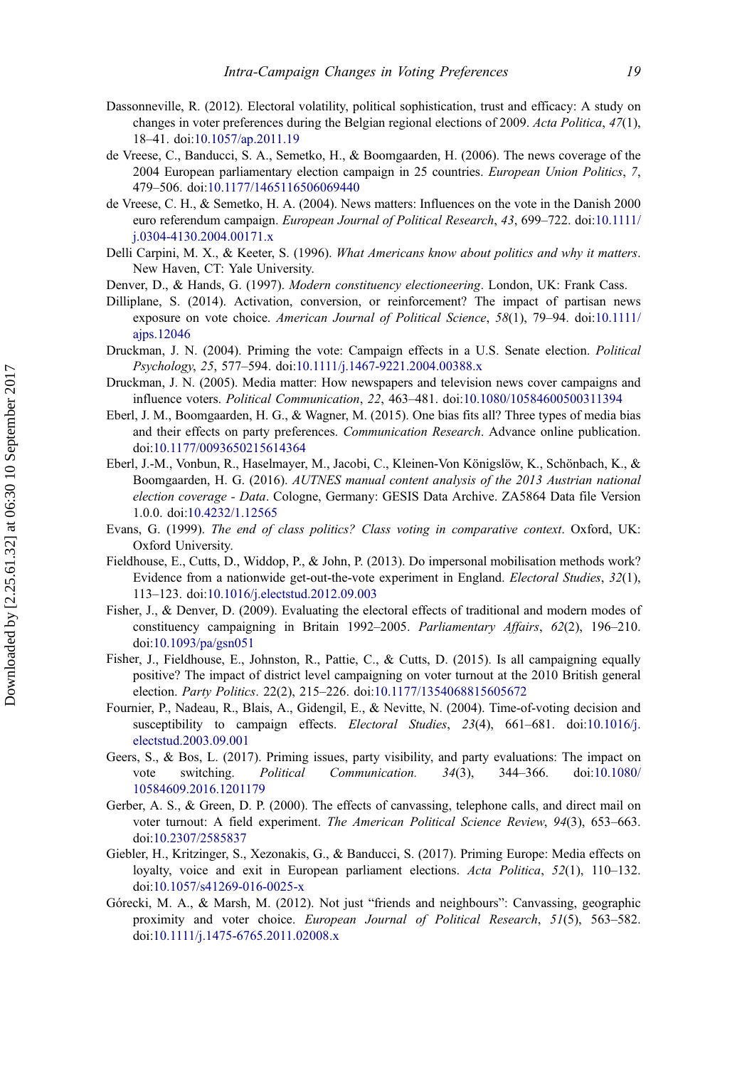Dassonneville, R. (2012). Electoral volatility, political sophistication, trust and efficacy: A study on changes in voter preferences during the Belgian regional elections of 2009. *Acta Politica*, *47*(1), 18–41. doi:10.1057/ap.2011.19

de Vreese, C., Banducci, S. A., Semetko, H., & Boomgaarden, H. (2006). The news coverage of the 2004 European parliamentary election campaign in 25 countries. *European Union Politics*, *7*, 479–506. doi:10.1177/1465116506069440

de Vreese, C. H., & Semetko, H. A. (2004). News matters: Influences on the vote in the Danish 2000 euro referendum campaign. *European Journal of Political Research*, *43*, 699–722. doi:10.1111/j.0304-4130.2004.00171.x

Delli Carpini, M. X., & Keeter, S. (1996). *What Americans know about politics and why it matters*. New Haven, CT: Yale University.

Denver, D., & Hands, G. (1997). *Modern constituency electioneering*. London, UK: Frank Cass.

Dilliplane, S. (2014). Activation, conversion, or reinforcement? The impact of partisan news exposure on vote choice. *American Journal of Political Science*, *58*(1), 79–94. doi:10.1111/ajps.12046

Druckman, J. N. (2004). Priming the vote: Campaign effects in a U.S. Senate election. *Political Psychology*, *25*, 577–594. doi:10.1111/j.1467-9221.2004.00388.x

Druckman, J. N. (2005). Media matter: How newspapers and television news cover campaigns and influence voters. *Political Communication*, *22*, 463–481. doi:10.1080/10584600500311394

Eberl, J. M., Boomgaarden, H. G., & Wagner, M. (2015). One bias fits all? Three types of media bias and their effects on party preferences. *Communication Research*. Advance online publication. doi:10.1177/0093650215614364

Eberl, J.-M., Vonbun, R., Haselmayer, M., Jacobi, C., Kleinen-Von Königslöw, K., Schönbach, K., & Boomgaarden, H. G. (2016). *AUTNES manual content analysis of the 2013 Austrian national election coverage - Data*. Cologne, Germany: GESIS Data Archive. ZA5864 Data file Version 1.0.0. doi:10.4232/1.12565

Evans, G. (1999). *The end of class politics? Class voting in comparative context*. Oxford, UK: Oxford University.

Fieldhouse, E., Cutts, D., Widdop, P., & John, P. (2013). Do impersonal mobilisation methods work? Evidence from a nationwide get-out-the-vote experiment in England. *Electoral Studies*, *32*(1), 113–123. doi:10.1016/j.electstud.2012.09.003

Fisher, J., & Denver, D. (2009). Evaluating the electoral effects of traditional and modern modes of constituency campaigning in Britain 1992–2005. *Parliamentary Affairs*, *62*(2), 196–210. doi:10.1093/pa/gsn051

Fisher, J., Fieldhouse, E., Johnston, R., Pattie, C., & Cutts, D. (2015). Is all campaigning equally positive? The impact of district level campaigning on voter turnout at the 2010 British general election. *Party Politics*. 22(2), 215–226. doi:10.1177/1354068815605672

Fournier, P., Nadeau, R., Blais, A., Gidengil, E., & Nevitte, N. (2004). Time-of-voting decision and susceptibility to campaign effects. *Electoral Studies*, *23*(4), 661–681. doi:10.1016/j.electstud.2003.09.001

Geers, S., & Bos, L. (2017). Priming issues, party visibility, and party evaluations: The impact on vote switching. *Political Communication*. *34*(3), 344–366. doi:10.1080/10584609.2016.1201179

Gerber, A. S., & Green, D. P. (2000). The effects of canvassing, telephone calls, and direct mail on voter turnout: A field experiment. *The American Political Science Review*, *94*(3), 653–663. doi:10.2307/2585837

Giebler, H., Kritzinger, S., Xezonakis, G., & Banducci, S. (2017). Priming Europe: Media effects on loyalty, voice and exit in European parliament elections. *Acta Politica*, *52*(1), 110–132. doi:10.1057/s41269-016-0025-x

Górecki, M. A., & Marsh, M. (2012). Not just "friends and neighbours": Canvassing, geographic proximity and voter choice. *European Journal of Political Research*, *51*(5), 563–582. doi:10.1111/j.1475-6765.2011.02008.x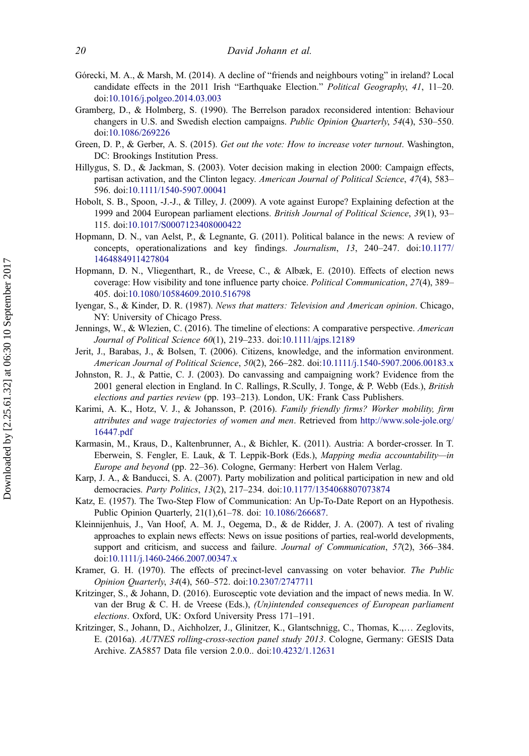Górecki, M. A., & Marsh, M. (2014). A decline of "friends and neighbours voting" in ireland? Local candidate effects in the 2011 Irish "Earthquake Election." *Political Geography*, *41*, 11–20. doi:10.1016/j.polgeo.2014.03.003

Gramberg, D., & Holmberg, S. (1990). The Berrelson paradox reconsidered intention: Behaviour changers in U.S. and Swedish election campaigns. *Public Opinion Quarterly*, *54*(4), 530–550. doi:10.1086/269226

Green, D. P., & Gerber, A. S. (2015). *Get out the vote: How to increase voter turnout*. Washington, DC: Brookings Institution Press.

Hillygus, S. D., & Jackman, S. (2003). Voter decision making in election 2000: Campaign effects, partisan activation, and the Clinton legacy. *American Journal of Political Science*, *47*(4), 583–596. doi:10.1111/1540-5907.00041

Hobolt, S. B., Spoon, -J.-J., & Tilley, J. (2009). A vote against Europe? Explaining defection at the 1999 and 2004 European parliament elections. *British Journal of Political Science*, *39*(1), 93–115. doi:10.1017/S0007123408000422

Hopmann, D. N., van Aelst, P., & Legnante, G. (2011). Political balance in the news: A review of concepts, operationalizations and key findings. *Journalism*, *13*, 240–247. doi:10.1177/1464884911427804

Hopmann, D. N., Vliegenthart, R., de Vreese, C., & Albæk, E. (2010). Effects of election news coverage: How visibility and tone influence party choice. *Political Communication*, *27*(4), 389–405. doi:10.1080/10584609.2010.516798

Iyengar, S., & Kinder, D. R. (1987). *News that matters: Television and American opinion*. Chicago, NY: University of Chicago Press.

Jennings, W., & Wlezien, C. (2016). The timeline of elections: A comparative perspective. *American Journal of Political Science 60*(1), 219–233. doi:10.1111/ajps.12189

Jerit, J., Barabas, J., & Bolsen, T. (2006). Citizens, knowledge, and the information environment. *American Journal of Political Science*, *50*(2), 266–282. doi:10.1111/j.1540-5907.2006.00183.x

Johnston, R. J., & Pattie, C. J. (2003). Do canvassing and campaigning work? Evidence from the 2001 general election in England. In C. Rallings, R.Scully, J. Tonge, & P. Webb (Eds.), *British elections and parties review* (pp. 193–213). London, UK: Frank Cass Publishers.

Karimi, A. K., Hotz, V. J., & Johansson, P. (2016). *Family friendly firms? Worker mobility, firm attributes and wage trajectories of women and men*. Retrieved from http://www.sole-jole.org/16447.pdf

Karmasin, M., Kraus, D., Kaltenbrunner, A., & Bichler, K. (2011). Austria: A border-crosser. In T. Eberwein, S. Fengler, E. Lauk, & T. Leppik-Bork (Eds.), *Mapping media accountability—in Europe and beyond* (pp. 22–36). Cologne, Germany: Herbert von Halem Verlag.

Karp, J. A., & Banducci, S. A. (2007). Party mobilization and political participation in new and old democracies. *Party Politics*, *13*(2), 217–234. doi:10.1177/1354068807073874

Katz, E. (1957). The Two-Step Flow of Communication: An Up-To-Date Report on an Hypothesis. Public Opinion Quarterly, 21(1),61–78. doi: 10.1086/266687.

Kleinnijenhuis, J., Van Hoof, A. M. J., Oegema, D., & de Ridder, J. A. (2007). A test of rivaling approaches to explain news effects: News on issue positions of parties, real-world developments, support and criticism, and success and failure. *Journal of Communication*, *57*(2), 366–384. doi:10.1111/j.1460-2466.2007.00347.x

Kramer, G. H. (1970). The effects of precinct-level canvassing on voter behavior. *The Public Opinion Quarterly*, *34*(4), 560–572. doi:10.2307/2747711

Kritzinger, S., & Johann, D. (2016). Eurosceptic vote deviation and the impact of news media. In W. van der Brug & C. H. de Vreese (Eds.), *(Un)intended consequences of European parliament elections*. Oxford, UK: Oxford University Press 171–191.

Kritzinger, S., Johann, D., Aichholzer, J., Glinitzer, K., Glantschnigg, C., Thomas, K.,… Zeglovits, E. (2016a). *AUTNES rolling-cross-section panel study 2013*. Cologne, Germany: GESIS Data Archive. ZA5857 Data file version 2.0.0.. doi:10.4232/1.12631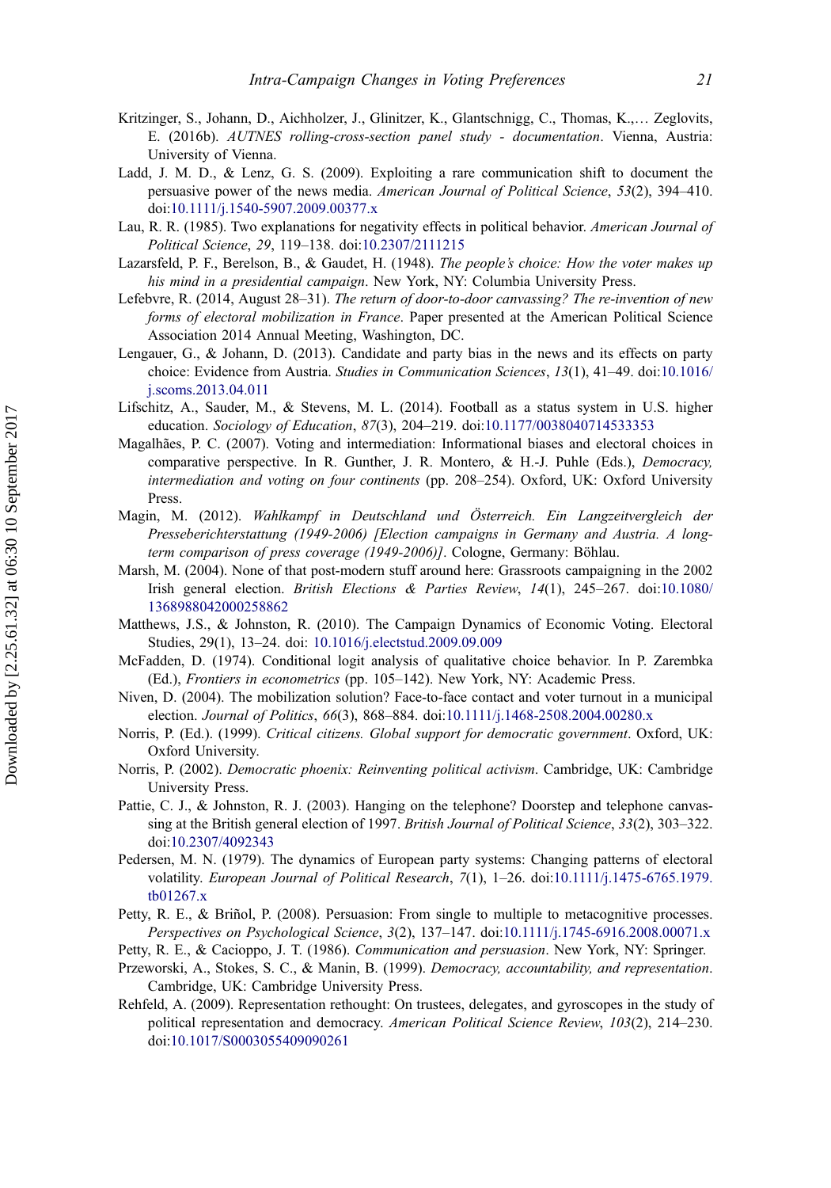Kritzinger, S., Johann, D., Aichholzer, J., Glinitzer, K., Glantschnigg, C., Thomas, K.,… Zeglovits, E. (2016b). *AUTNES rolling-cross-section panel study - documentation*. Vienna, Austria: University of Vienna.

Ladd, J. M. D., & Lenz, G. S. (2009). Exploiting a rare communication shift to document the persuasive power of the news media. *American Journal of Political Science*, *53*(2), 394–410. doi:10.1111/j.1540-5907.2009.00377.x

Lau, R. R. (1985). Two explanations for negativity effects in political behavior. *American Journal of Political Science*, *29*, 119–138. doi:10.2307/2111215

Lazarsfeld, P. F., Berelson, B., & Gaudet, H. (1948). *The people's choice: How the voter makes up his mind in a presidential campaign*. New York, NY: Columbia University Press.

Lefebvre, R. (2014, August 28–31). *The return of door-to-door canvassing? The re-invention of new forms of electoral mobilization in France*. Paper presented at the American Political Science Association 2014 Annual Meeting, Washington, DC.

Lengauer, G., & Johann, D. (2013). Candidate and party bias in the news and its effects on party choice: Evidence from Austria. *Studies in Communication Sciences*, *13*(1), 41–49. doi:10.1016/j.scoms.2013.04.011

Lifschitz, A., Sauder, M., & Stevens, M. L. (2014). Football as a status system in U.S. higher education. *Sociology of Education*, *87*(3), 204–219. doi:10.1177/0038040714533353

Magalhães, P. C. (2007). Voting and intermediation: Informational biases and electoral choices in comparative perspective. In R. Gunther, J. R. Montero, & H.-J. Puhle (Eds.), *Democracy, intermediation and voting on four continents* (pp. 208–254). Oxford, UK: Oxford University Press.

Magin, M. (2012). *Wahlkampf in Deutschland und Österreich. Ein Langzeitvergleich der Presseberichterstattung (1949-2006) [Election campaigns in Germany and Austria. A long-term comparison of press coverage (1949-2006)]*. Cologne, Germany: Böhlau.

Marsh, M. (2004). None of that post-modern stuff around here: Grassroots campaigning in the 2002 Irish general election. *British Elections & Parties Review*, *14*(1), 245–267. doi:10.1080/1368988042000258862

Matthews, J.S., & Johnston, R. (2010). The Campaign Dynamics of Economic Voting. Electoral Studies, 29(1), 13–24. doi: 10.1016/j.electstud.2009.09.009

McFadden, D. (1974). Conditional logit analysis of qualitative choice behavior. In P. Zarembka (Ed.), *Frontiers in econometrics* (pp. 105–142). New York, NY: Academic Press.

Niven, D. (2004). The mobilization solution? Face-to-face contact and voter turnout in a municipal election. *Journal of Politics*, *66*(3), 868–884. doi:10.1111/j.1468-2508.2004.00280.x

Norris, P. (Ed.). (1999). *Critical citizens. Global support for democratic government*. Oxford, UK: Oxford University.

Norris, P. (2002). *Democratic phoenix: Reinventing political activism*. Cambridge, UK: Cambridge University Press.

Pattie, C. J., & Johnston, R. J. (2003). Hanging on the telephone? Doorstep and telephone canvassing at the British general election of 1997. *British Journal of Political Science*, *33*(2), 303–322. doi:10.2307/4092343

Pedersen, M. N. (1979). The dynamics of European party systems: Changing patterns of electoral volatility. *European Journal of Political Research*, *7*(1), 1–26. doi:10.1111/j.1475-6765.1979.tb01267.x

Petty, R. E., & Briñol, P. (2008). Persuasion: From single to multiple to metacognitive processes. *Perspectives on Psychological Science*, *3*(2), 137–147. doi:10.1111/j.1745-6916.2008.00071.x

Petty, R. E., & Cacioppo, J. T. (1986). *Communication and persuasion*. New York, NY: Springer.

Przeworski, A., Stokes, S. C., & Manin, B. (1999). *Democracy, accountability, and representation*. Cambridge, UK: Cambridge University Press.

Rehfeld, A. (2009). Representation rethought: On trustees, delegates, and gyroscopes in the study of political representation and democracy. *American Political Science Review*, *103*(2), 214–230. doi:10.1017/S0003055409090261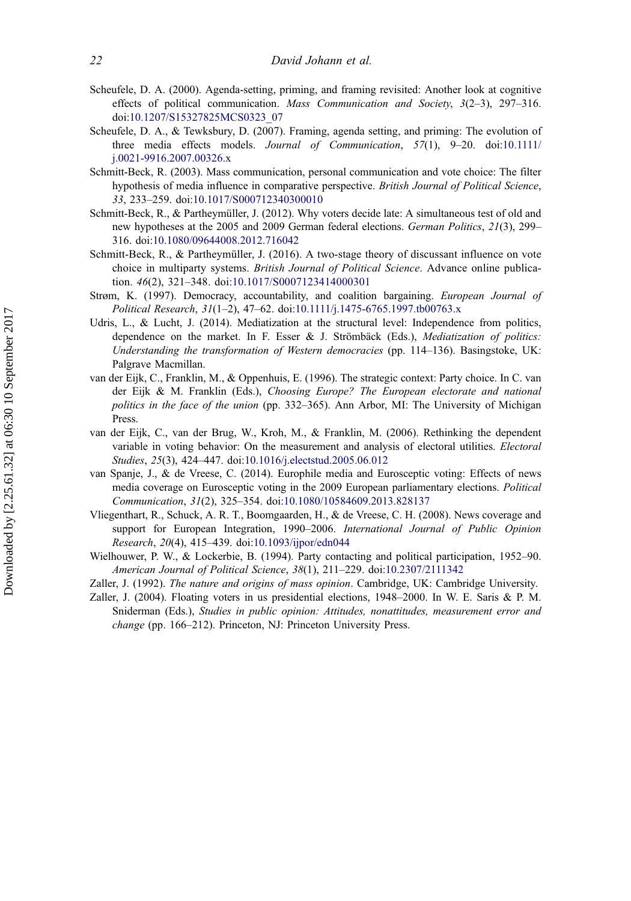Scheufele, D. A. (2000). Agenda-setting, priming, and framing revisited: Another look at cognitive effects of political communication. *Mass Communication and Society*, *3*(2–3), 297–316. doi:10.1207/S15327825MCS0323_07

Scheufele, D. A., & Tewksbury, D. (2007). Framing, agenda setting, and priming: The evolution of three media effects models. *Journal of Communication*, *57*(1), 9–20. doi:10.1111/j.0021-9916.2007.00326.x

Schmitt-Beck, R. (2003). Mass communication, personal communication and vote choice: The filter hypothesis of media influence in comparative perspective. *British Journal of Political Science*, *33*, 233–259. doi:10.1017/S000712340300010

Schmitt-Beck, R., & Partheymüller, J. (2012). Why voters decide late: A simultaneous test of old and new hypotheses at the 2005 and 2009 German federal elections. *German Politics*, *21*(3), 299–316. doi:10.1080/09644008.2012.716042

Schmitt-Beck, R., & Partheymüller, J. (2016). A two-stage theory of discussant influence on vote choice in multiparty systems. *British Journal of Political Science*. Advance online publication. *46*(2), 321–348. doi:10.1017/S0007123414000301

Strøm, K. (1997). Democracy, accountability, and coalition bargaining. *European Journal of Political Research*, *31*(1–2), 47–62. doi:10.1111/j.1475-6765.1997.tb00763.x

Udris, L., & Lucht, J. (2014). Mediatization at the structural level: Independence from politics, dependence on the market. In F. Esser & J. Strömbäck (Eds.), *Mediatization of politics: Understanding the transformation of Western democracies* (pp. 114–136). Basingstoke, UK: Palgrave Macmillan.

van der Eijk, C., Franklin, M., & Oppenhuis, E. (1996). The strategic context: Party choice. In C. van der Eijk & M. Franklin (Eds.), *Choosing Europe? The European electorate and national politics in the face of the union* (pp. 332–365). Ann Arbor, MI: The University of Michigan Press.

van der Eijk, C., van der Brug, W., Kroh, M., & Franklin, M. (2006). Rethinking the dependent variable in voting behavior: On the measurement and analysis of electoral utilities. *Electoral Studies*, *25*(3), 424–447. doi:10.1016/j.electstud.2005.06.012

van Spanje, J., & de Vreese, C. (2014). Europhile media and Eurosceptic voting: Effects of news media coverage on Eurosceptic voting in the 2009 European parliamentary elections. *Political Communication*, *31*(2), 325–354. doi:10.1080/10584609.2013.828137

Vliegenthart, R., Schuck, A. R. T., Boomgaarden, H., & de Vreese, C. H. (2008). News coverage and support for European Integration, 1990–2006. *International Journal of Public Opinion Research*, *20*(4), 415–439. doi:10.1093/ijpor/edn044

Wielhouwer, P. W., & Lockerbie, B. (1994). Party contacting and political participation, 1952–90. *American Journal of Political Science*, *38*(1), 211–229. doi:10.2307/2111342

Zaller, J. (1992). *The nature and origins of mass opinion*. Cambridge, UK: Cambridge University.

Zaller, J. (2004). Floating voters in us presidential elections, 1948–2000. In W. E. Saris & P. M. Sniderman (Eds.), *Studies in public opinion: Attitudes, nonattitudes, measurement error and change* (pp. 166–212). Princeton, NJ: Princeton University Press.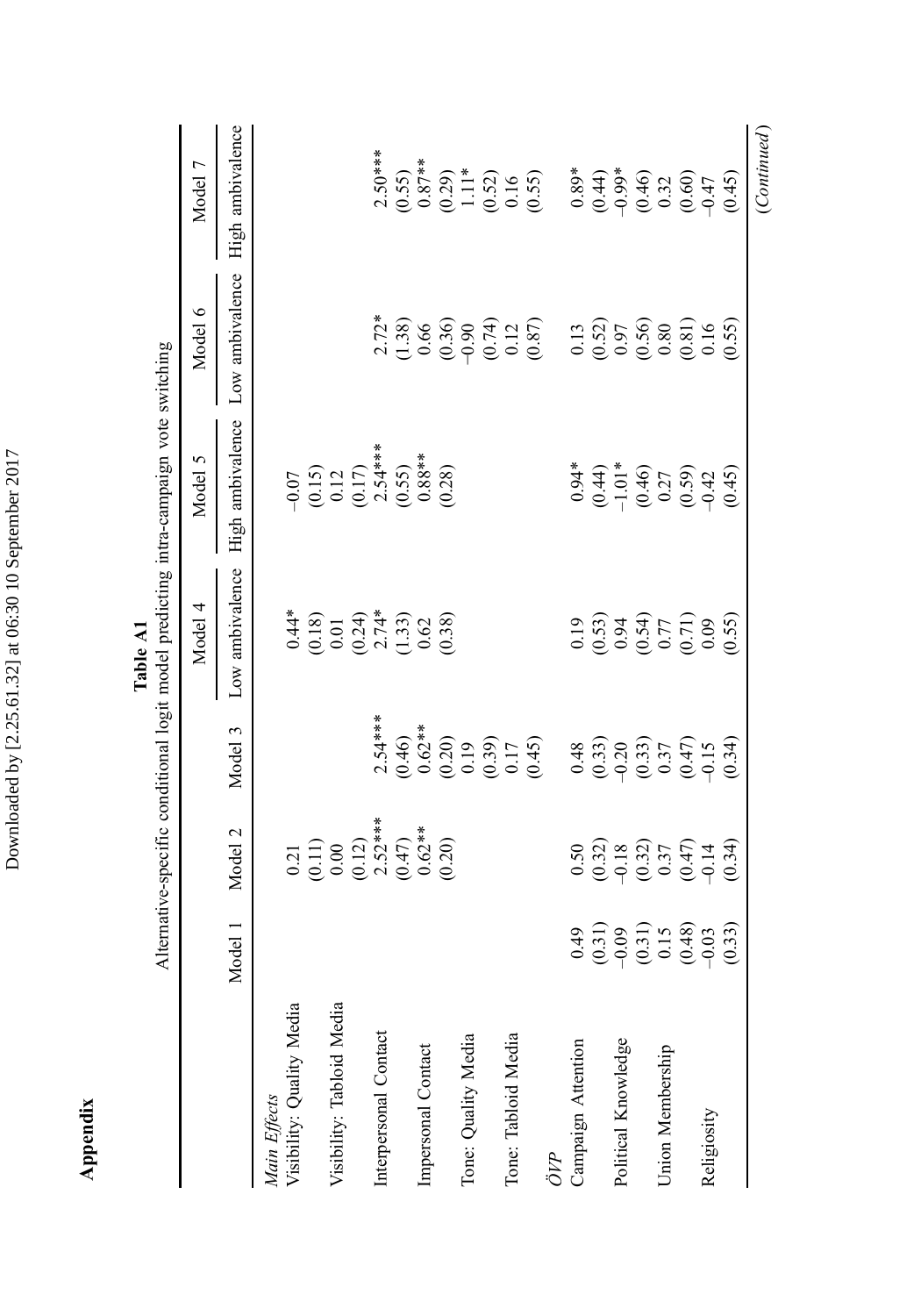## Appendix

**Table A1**
Alternative-specific conditional logit model predicting intra-campaign vote switching

| | Model 1 | Model 2 | Model 3 | Model 4 | Model 5 | Model 6 | Model 7 |
|---|---|---|---|---|---|---|---|
| | | | | Low ambivalence | High ambivalence | Low ambivalence | High ambivalence |
| *Main Effects* | | | | | | | |
| Visibility: Quality Media | | 0.21 | | 0.44* | –0.07 | | |
| | | (0.11) | | (0.18) | (0.15) | | |
| Visibility: Tabloid Media | | 0.00 | | 0.01 | 0.12 | | |
| | | (0.12) | | (0.24) | (0.17) | | |
| Interpersonal Contact | | 2.52*** | 2.54*** | 2.74* | 2.54*** | 2.72* | 2.50*** |
| | | (0.47) | (0.46) | (1.33) | (0.55) | (1.38) | (0.55) |
| Impersonal Contact | | 0.62** | 0.62** | 0.62 | 0.88** | 0.66 | 0.87** |
| | | (0.20) | (0.20) | (0.38) | (0.28) | (0.36) | (0.29) |
| Tone: Quality Media | | | 0.19 | | | –0.90 | 1.11* |
| | | | (0.39) | | | (0.74) | (0.52) |
| Tone: Tabloid Media | | | 0.17 | | | 0.12 | 0.16 |
| | | | (0.45) | | | (0.87) | (0.55) |
| *ÖVP* | | | | | | | |
| Campaign Attention | 0.49 | 0.50 | 0.48 | 0.19 | 0.94* | 0.13 | 0.89* |
| | (0.31) | (0.32) | (0.33) | (0.53) | (0.44) | (0.52) | (0.44) |
| Political Knowledge | –0.09 | –0.18 | –0.20 | 0.94 | –1.01* | 0.97 | –0.99* |
| | (0.31) | (0.32) | (0.33) | (0.54) | (0.46) | (0.56) | (0.46) |
| Union Membership | 0.15 | 0.37 | 0.37 | 0.77 | 0.27 | 0.80 | 0.32 |
| | (0.48) | (0.47) | (0.47) | (0.71) | (0.59) | (0.81) | (0.60) |
| Religiosity | –0.03 | –0.14 | –0.15 | 0.09 | –0.42 | 0.16 | –0.47 |
| | (0.33) | (0.34) | (0.34) | (0.55) | (0.45) | (0.55) | (0.45) |

*(Continued)*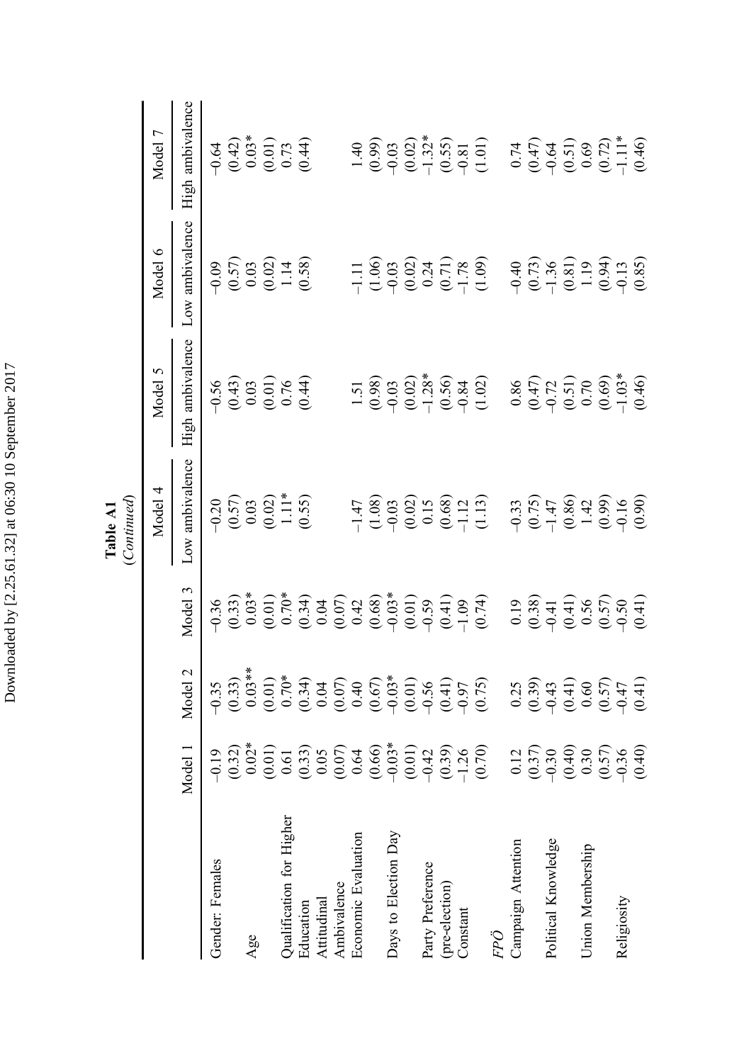**Table A1**
(*Continued*)

| | Model 1 | Model 2 | Model 3 | Model 4 | Model 5 | Model 6 | Model 7 |
|---|---|---|---|---|---|---|---|
| | | | | Low ambivalence | High ambivalence | Low ambivalence | High ambivalence |
| Gender: Females | −0.19 | −0.35 | −0.36 | −0.20 | −0.56 | −0.09 | −0.64 |
| | (0.32) | (0.33) | (0.33) | (0.57) | (0.43) | (0.57) | (0.42) |
| Age | 0.02* | 0.03** | 0.03* | 0.03 | 0.03 | 0.03 | 0.03* |
| | (0.01) | (0.01) | (0.01) | (0.02) | (0.01) | (0.02) | (0.01) |
| Qualification for Higher Education | 0.61 | 0.70* | 0.70* | 1.11* | 0.76 | 1.14 | 0.73 |
| | (0.33) | (0.34) | (0.34) | (0.55) | (0.44) | (0.58) | (0.44) |
| Attitudinal Ambivalence | 0.05 | 0.04 | 0.04 | | | | |
| | (0.07) | (0.07) | (0.07) | | | | |
| Economic Evaluation | 0.64 | 0.40 | 0.42 | −1.47 | 1.51 | −1.11 | 1.40 |
| | (0.66) | (0.67) | (0.68) | (1.08) | (0.98) | (1.06) | (0.99) |
| Days to Election Day | −0.03* | −0.03* | −0.03* | −0.03 | −0.03 | −0.03 | −0.03 |
| | (0.01) | (0.01) | (0.01) | (0.02) | (0.02) | (0.02) | (0.02) |
| Party Preference (pre-election) | −0.42 | −0.56 | −0.59 | 0.15 | −1.28* | 0.24 | −1.32* |
| | (0.39) | (0.41) | (0.41) | (0.68) | (0.56) | (0.71) | (0.55) |
| Constant | −1.26 | −0.97 | −1.09 | −1.12 | −0.84 | −1.78 | −0.81 |
| | (0.70) | (0.75) | (0.74) | (1.13) | (1.02) | (1.09) | (1.01) |
| *FPÖ* | | | | | | | |
| Campaign Attention | 0.12 | 0.25 | 0.19 | −0.33 | 0.86 | −0.40 | 0.74 |
| | (0.37) | (0.39) | (0.38) | (0.75) | (0.47) | (0.73) | (0.47) |
| Political Knowledge | −0.30 | −0.43 | −0.41 | −1.47 | −0.72 | −1.36 | −0.64 |
| | (0.40) | (0.41) | (0.41) | (0.86) | (0.51) | (0.81) | (0.51) |
| Union Membership | 0.30 | 0.60 | 0.56 | 1.42 | 0.70 | 1.19 | 0.69 |
| | (0.57) | (0.57) | (0.57) | (0.99) | (0.69) | (0.94) | (0.72) |
| Religiosity | −0.36 | −0.47 | −0.50 | −0.16 | −1.03* | −0.13 | −1.11* |
| | (0.40) | (0.41) | (0.41) | (0.90) | (0.46) | (0.85) | (0.46) |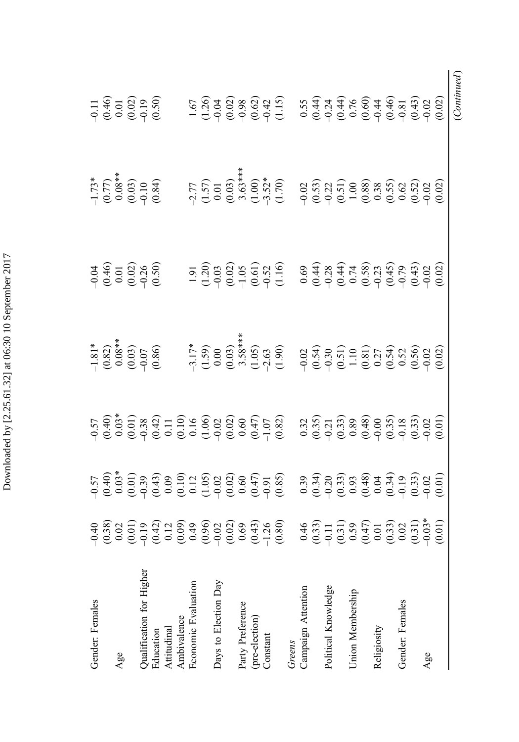| | | | | | | | |
|---|---|---|---|---|---|---|---|
| Gender: Females | −0.40 | −0.57 | −0.57 | −1.81* | −0.04 | −1.73* | −0.11 |
| | (0.38) | (0.40) | (0.40) | (0.82) | (0.46) | (0.77) | (0.46) |
| Age | 0.02 | 0.03* | 0.03* | 0.08** | 0.01 | 0.08** | 0.01 |
| | (0.01) | (0.01) | (0.01) | (0.03) | (0.02) | (0.03) | (0.02) |
| Qualification for Higher Education | −0.19 | −0.39 | −0.38 | −0.07 | −0.26 | −0.10 | −0.19 |
| | (0.42) | (0.43) | (0.42) | (0.86) | (0.50) | (0.84) | (0.50) |
| Attitudinal Ambivalence | 0.12 | 0.09 | 0.11 | | | | |
| | (0.09) | (0.10) | (0.10) | | | | |
| Economic Evaluation | 0.49 | 0.12 | 0.16 | −3.17* | 1.91 | −2.77 | 1.67 |
| | (0.96) | (1.05) | (1.06) | (1.59) | (1.20) | (1.57) | (1.26) |
| Days to Election Day | −0.02 | −0.02 | −0.02 | 0.00 | −0.03 | 0.01 | −0.04 |
| | (0.02) | (0.02) | (0.02) | (0.03) | (0.02) | (0.03) | (0.02) |
| Party Preference (pre-election) | 0.69 | 0.60 | 0.60 | 3.58*** | −1.05 | 3.63*** | −0.98 |
| | (0.43) | (0.47) | (0.47) | (1.05) | (0.61) | (1.00) | (0.62) |
| Constant | −1.26 | −0.91 | −1.07 | −2.63 | −0.52 | −3.52* | −0.42 |
| | (0.80) | (0.85) | (0.82) | (1.90) | (1.16) | (1.70) | (1.15) |
| *Greens* | | | | | | | |
| Campaign Attention | 0.46 | 0.39 | 0.32 | −0.02 | 0.69 | −0.02 | 0.55 |
| | (0.33) | (0.34) | (0.35) | (0.54) | (0.44) | (0.53) | (0.44) |
| Political Knowledge | −0.11 | −0.20 | −0.21 | −0.30 | −0.28 | −0.22 | −0.24 |
| | (0.31) | (0.33) | (0.33) | (0.51) | (0.44) | (0.51) | (0.44) |
| Union Membership | 0.59 | 0.93 | 0.89 | 1.10 | 0.74 | 1.00 | 0.76 |
| | (0.47) | (0.48) | (0.48) | (0.81) | (0.58) | (0.88) | (0.60) |
| Religiosity | 0.01 | 0.04 | −0.00 | 0.27 | −0.23 | 0.38 | −0.44 |
| | (0.33) | (0.34) | (0.35) | (0.54) | (0.45) | (0.55) | (0.46) |
| Gender: Females | 0.02 | −0.19 | −0.18 | 0.52 | −0.79 | 0.62 | −0.81 |
| | (0.31) | (0.33) | (0.33) | (0.56) | (0.43) | (0.52) | (0.43) |
| Age | −0.03* | −0.02 | −0.02 | −0.02 | −0.02 | −0.02 | −0.02 |
| | (0.01) | (0.01) | (0.01) | (0.02) | (0.02) | (0.02) | (0.02) |

*(Continued)*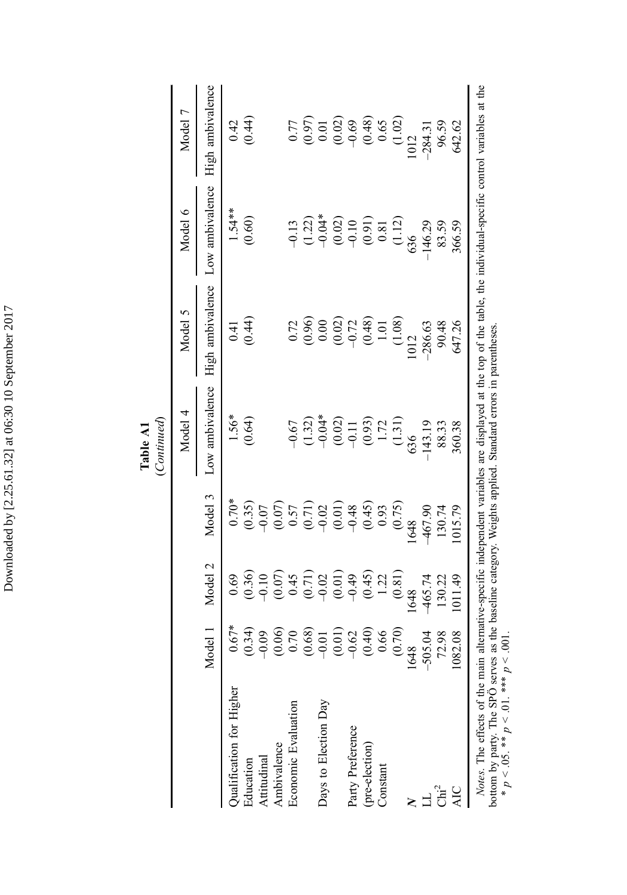**Table A1**
*(Continued)*

| | Model 1 | Model 2 | Model 3 | Model 4 | Model 5 | Model 6 | Model 7 |
|---|---|---|---|---|---|---|---|
| | | | | Low ambivalence | High ambivalence | Low ambivalence | High ambivalence |
| Qualification for Higher | 0.67* | 0.69 | 0.70* | 1.56* | 0.41 | 1.54** | 0.42 |
| Education | (0.34) | (0.36) | (0.35) | (0.64) | (0.44) | (0.60) | (0.44) |
| Attitudinal | −0.09 | −0.10 | −0.07 | | | | |
| Ambivalence | (0.06) | (0.07) | (0.07) | | | | |
| Economic Evaluation | 0.70 | 0.45 | 0.57 | −0.67 | 0.72 | −0.13 | 0.77 |
| | (0.68) | (0.71) | (0.71) | (1.32) | (0.96) | (1.22) | (0.97) |
| Days to Election Day | −0.01 | −0.02 | −0.02 | −0.04* | 0.00 | −0.04* | 0.01 |
| | (0.01) | (0.01) | (0.01) | (0.02) | (0.02) | (0.02) | (0.02) |
| Party Preference | −0.62 | −0.49 | −0.48 | −0.11 | −0.72 | −0.10 | −0.69 |
| (pre-election) | (0.40) | (0.45) | (0.45) | (0.93) | (0.48) | (0.91) | (0.48) |
| Constant | 0.66 | 1.22 | 0.93 | 1.72 | 1.01 | 0.81 | 0.65 |
| | (0.70) | (0.81) | (0.75) | (1.31) | (1.08) | (1.12) | (1.02) |
| $N$ | 1648 | 1648 | 1648 | 636 | 1012 | 636 | 1012 |
| LL | −505.04 | −465.74 | −467.90 | −143.19 | −286.63 | −146.29 | −284.31 |
| $Chi^2$ | 72.98 | 130.22 | 130.74 | 88.33 | 90.48 | 83.59 | 96.59 |
| AIC | 1082.08 | 1011.49 | 1015.79 | 360.38 | 647.26 | 366.59 | 642.62 |

*Notes*. The effects of the main alternative-specific independent variables are displayed at the top of the table, the individual-specific control variables at the bottom by party. The SPÖ serves as the baseline category. Weights applied. Standard errors in parentheses.
\* $p < .05$. \*\* $p < .01$. \*\*\* $p < .001$.